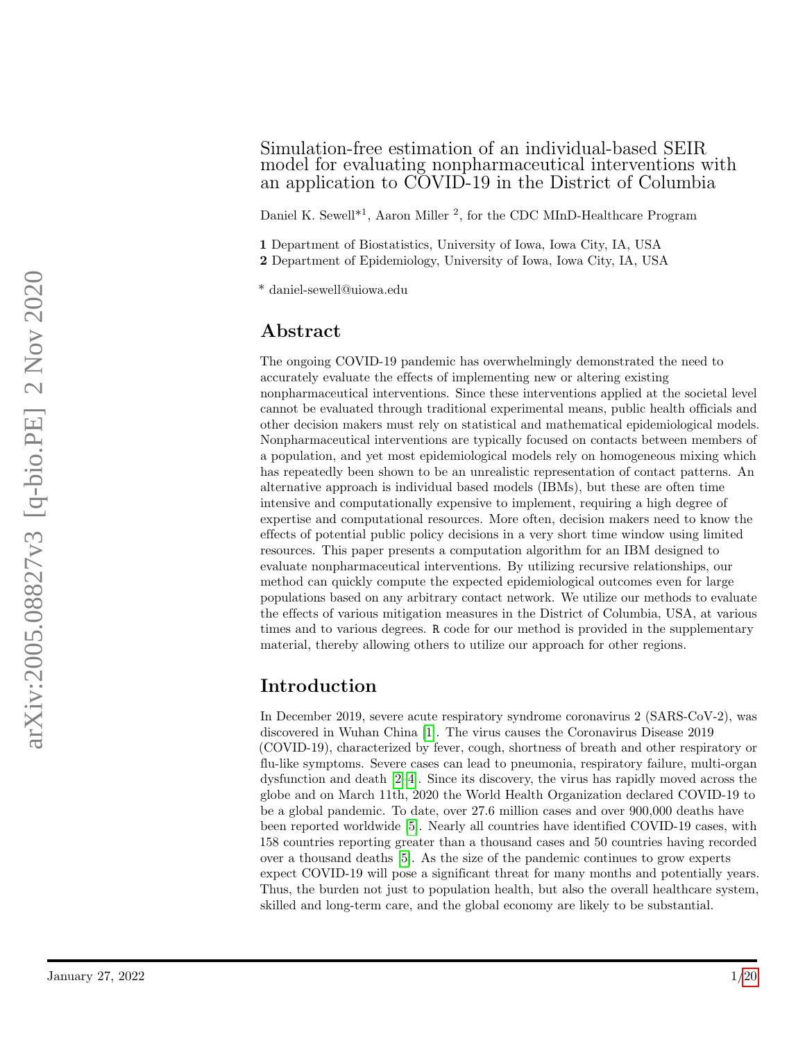# Simulation-free estimation of an individual-based SEIR model for evaluating nonpharmaceutical interventions with an application to COVID-19 in the District of Columbia

Daniel K. Sewell*[1], Aaron Miller [2], for the CDC MInD-Healthcare Program

**1** Department of Biostatistics, University of Iowa, Iowa City, IA, USA
**2** Department of Epidemiology, University of Iowa, Iowa City, IA, USA

* daniel-sewell@uiowa.edu

## Abstract

The ongoing COVID-19 pandemic has overwhelmingly demonstrated the need to accurately evaluate the effects of implementing new or altering existing nonpharmaceutical interventions. Since these interventions applied at the societal level cannot be evaluated through traditional experimental means, public health officials and other decision makers must rely on statistical and mathematical epidemiological models. Nonpharmaceutical interventions are typically focused on contacts between members of a population, and yet most epidemiological models rely on homogeneous mixing which has repeatedly been shown to be an unrealistic representation of contact patterns. An alternative approach is individual based models (IBMs), but these are often time intensive and computationally expensive to implement, requiring a high degree of expertise and computational resources. More often, decision makers need to know the effects of potential public policy decisions in a very short time window using limited resources. This paper presents a computation algorithm for an IBM designed to evaluate nonpharmaceutical interventions. By utilizing recursive relationships, our method can quickly compute the expected epidemiological outcomes even for large populations based on any arbitrary contact network. We utilize our methods to evaluate the effects of various mitigation measures in the District of Columbia, USA, at various times and to various degrees. R code for our method is provided in the supplementary material, thereby allowing others to utilize our approach for other regions.

## Introduction

In December 2019, severe acute respiratory syndrome coronavirus 2 (SARS-CoV-2), was discovered in Wuhan China [1]. The virus causes the Coronavirus Disease 2019 (COVID-19), characterized by fever, cough, shortness of breath and other respiratory or flu-like symptoms. Severe cases can lead to pneumonia, respiratory failure, multi-organ dysfunction and death [2–4]. Since its discovery, the virus has rapidly moved across the globe and on March 11th, 2020 the World Health Organization declared COVID-19 to be a global pandemic. To date, over 27.6 million cases and over 900,000 deaths have been reported worldwide [5]. Nearly all countries have identified COVID-19 cases, with 158 countries reporting greater than a thousand cases and 50 countries having recorded over a thousand deaths [5]. As the size of the pandemic continues to grow experts expect COVID-19 will pose a significant threat for many months and potentially years. Thus, the burden not just to population health, but also the overall healthcare system, skilled and long-term care, and the global economy are likely to be substantial.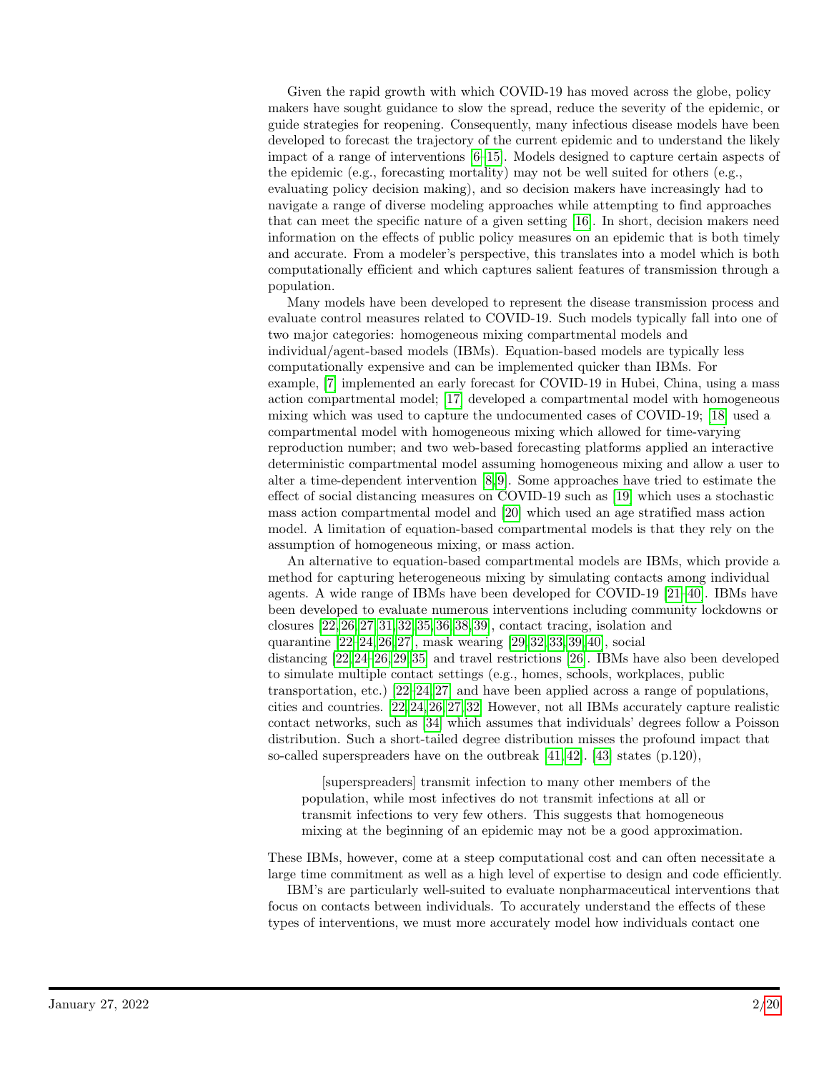Given the rapid growth with which COVID-19 has moved across the globe, policy makers have sought guidance to slow the spread, reduce the severity of the epidemic, or guide strategies for reopening. Consequently, many infectious disease models have been developed to forecast the trajectory of the current epidemic and to understand the likely impact of a range of interventions [6–15]. Models designed to capture certain aspects of the epidemic (e.g., forecasting mortality) may not be well suited for others (e.g., evaluating policy decision making), and so decision makers have increasingly had to navigate a range of diverse modeling approaches while attempting to find approaches that can meet the specific nature of a given setting [16]. In short, decision makers need information on the effects of public policy measures on an epidemic that is both timely and accurate. From a modeler's perspective, this translates into a model which is both computationally efficient and which captures salient features of transmission through a population.

Many models have been developed to represent the disease transmission process and evaluate control measures related to COVID-19. Such models typically fall into one of two major categories: homogeneous mixing compartmental models and individual/agent-based models (IBMs). Equation-based models are typically less computationally expensive and can be implemented quicker than IBMs. For example, [7] implemented an early forecast for COVID-19 in Hubei, China, using a mass action compartmental model; [17] developed a compartmental model with homogeneous mixing which was used to capture the undocumented cases of COVID-19; [18] used a compartmental model with homogeneous mixing which allowed for time-varying reproduction number; and two web-based forecasting platforms applied an interactive deterministic compartmental model assuming homogeneous mixing and allow a user to alter a time-dependent intervention [8, 9]. Some approaches have tried to estimate the effect of social distancing measures on COVID-19 such as [19] which uses a stochastic mass action compartmental model and [20] which used an age stratified mass action model. A limitation of equation-based compartmental models is that they rely on the assumption of homogeneous mixing, or mass action.

An alternative to equation-based compartmental models are IBMs, which provide a method for capturing heterogeneous mixing by simulating contacts among individual agents. A wide range of IBMs have been developed for COVID-19 [21–40]. IBMs have been developed to evaluate numerous interventions including community lockdowns or closures [22, 26, 27, 31, 32, 35, 36, 38, 39], contact tracing, isolation and quarantine [22–24, 26, 27], mask wearing [29, 32, 33, 39, 40], social distancing [22, 24–26, 29, 35] and travel restrictions [26]. IBMs have also been developed to simulate multiple contact settings (e.g., homes, schools, workplaces, public transportation, etc.) [22, 24, 27] and have been applied across a range of populations, cities and countries. [22, 24, 26, 27, 32] However, not all IBMs accurately capture realistic contact networks, such as [34] which assumes that individuals' degrees follow a Poisson distribution. Such a short-tailed degree distribution misses the profound impact that so-called superspreaders have on the outbreak [41, 42]. [43] states (p.120),

> [superspreaders] transmit infection to many other members of the population, while most infectives do not transmit infections at all or transmit infections to very few others. This suggests that homogeneous mixing at the beginning of an epidemic may not be a good approximation.

These IBMs, however, come at a steep computational cost and can often necessitate a large time commitment as well as a high level of expertise to design and code efficiently.

IBM's are particularly well-suited to evaluate nonpharmaceutical interventions that focus on contacts between individuals. To accurately understand the effects of these types of interventions, we must more accurately model how individuals contact one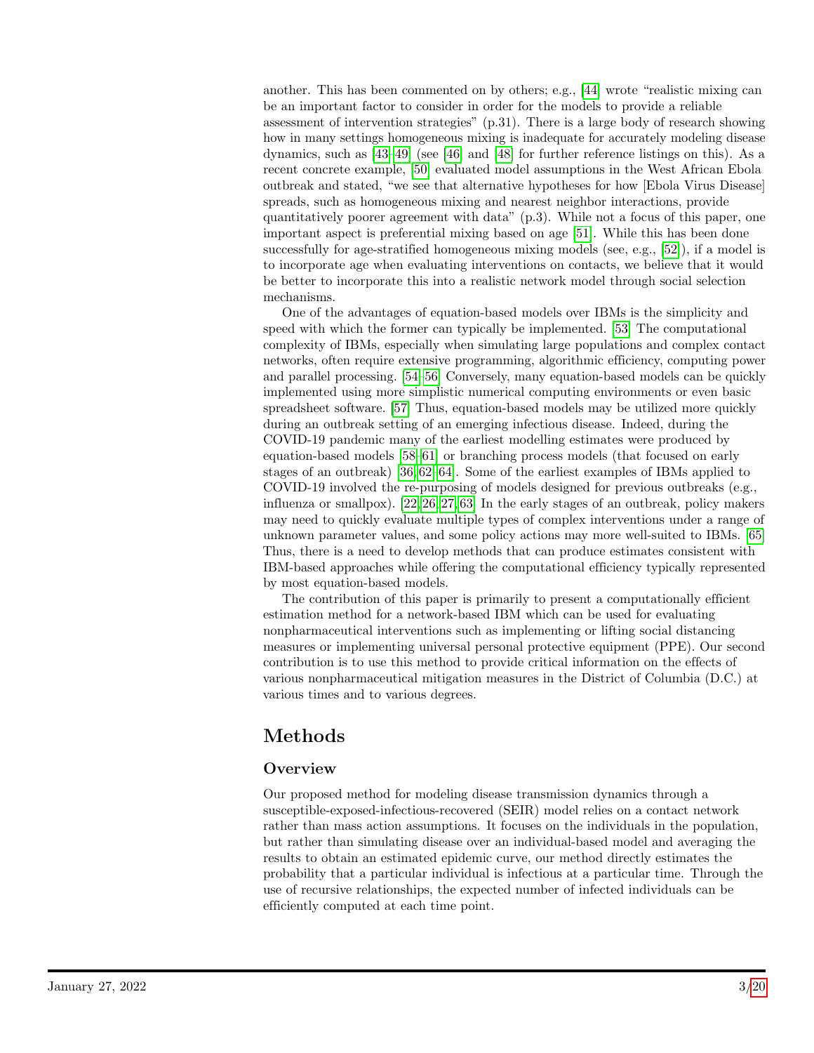another. This has been commented on by others; e.g., [44] wrote "realistic mixing can be an important factor to consider in order for the models to provide a reliable assessment of intervention strategies" (p.31). There is a large body of research showing how in many settings homogeneous mixing is inadequate for accurately modeling disease dynamics, such as [43–49] (see [46] and [48] for further reference listings on this). As a recent concrete example, [50] evaluated model assumptions in the West African Ebola outbreak and stated, "we see that alternative hypotheses for how [Ebola Virus Disease] spreads, such as homogeneous mixing and nearest neighbor interactions, provide quantitatively poorer agreement with data" (p.3). While not a focus of this paper, one important aspect is preferential mixing based on age [51]. While this has been done successfully for age-stratified homogeneous mixing models (see, e.g., [52]), if a model is to incorporate age when evaluating interventions on contacts, we believe that it would be better to incorporate this into a realistic network model through social selection mechanisms.

One of the advantages of equation-based models over IBMs is the simplicity and speed with which the former can typically be implemented. [53] The computational complexity of IBMs, especially when simulating large populations and complex contact networks, often require extensive programming, algorithmic efficiency, computing power and parallel processing. [54–56] Conversely, many equation-based models can be quickly implemented using more simplistic numerical computing environments or even basic spreadsheet software. [57] Thus, equation-based models may be utilized more quickly during an outbreak setting of an emerging infectious disease. Indeed, during the COVID-19 pandemic many of the earliest modelling estimates were produced by equation-based models [58–61] or branching process models (that focused on early stages of an outbreak) [36, 62–64]. Some of the earliest examples of IBMs applied to COVID-19 involved the re-purposing of models designed for previous outbreaks (e.g., influenza or smallpox). [22, 26, 27, 63] In the early stages of an outbreak, policy makers may need to quickly evaluate multiple types of complex interventions under a range of unknown parameter values, and some policy actions may more well-suited to IBMs. [65] Thus, there is a need to develop methods that can produce estimates consistent with IBM-based approaches while offering the computational efficiency typically represented by most equation-based models.

The contribution of this paper is primarily to present a computationally efficient estimation method for a network-based IBM which can be used for evaluating nonpharmaceutical interventions such as implementing or lifting social distancing measures or implementing universal personal protective equipment (PPE). Our second contribution is to use this method to provide critical information on the effects of various nonpharmaceutical mitigation measures in the District of Columbia (D.C.) at various times and to various degrees.

# Methods

## Overview

Our proposed method for modeling disease transmission dynamics through a susceptible-exposed-infectious-recovered (SEIR) model relies on a contact network rather than mass action assumptions. It focuses on the individuals in the population, but rather than simulating disease over an individual-based model and averaging the results to obtain an estimated epidemic curve, our method directly estimates the probability that a particular individual is infectious at a particular time. Through the use of recursive relationships, the expected number of infected individuals can be efficiently computed at each time point.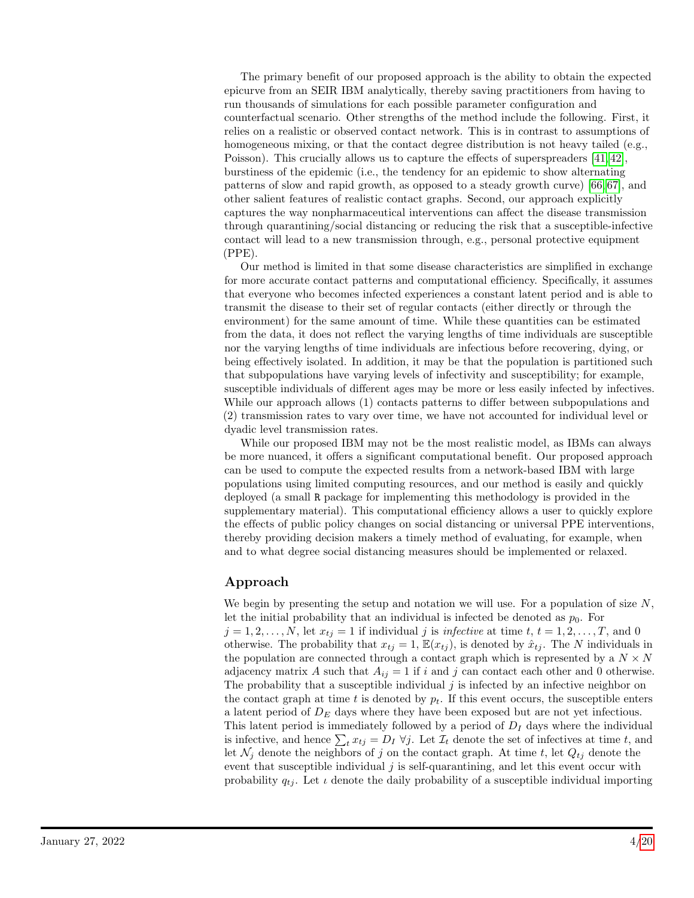The primary benefit of our proposed approach is the ability to obtain the expected epicurve from an SEIR IBM analytically, thereby saving practitioners from having to run thousands of simulations for each possible parameter configuration and counterfactual scenario. Other strengths of the method include the following. First, it relies on a realistic or observed contact network. This is in contrast to assumptions of homogeneous mixing, or that the contact degree distribution is not heavy tailed (e.g., Poisson). This crucially allows us to capture the effects of superspreaders [41, 42], burstiness of the epidemic (i.e., the tendency for an epidemic to show alternating patterns of slow and rapid growth, as opposed to a steady growth curve) [66, 67], and other salient features of realistic contact graphs. Second, our approach explicitly captures the way nonpharmaceutical interventions can affect the disease transmission through quarantining/social distancing or reducing the risk that a susceptible-infective contact will lead to a new transmission through, e.g., personal protective equipment (PPE).

Our method is limited in that some disease characteristics are simplified in exchange for more accurate contact patterns and computational efficiency. Specifically, it assumes that everyone who becomes infected experiences a constant latent period and is able to transmit the disease to their set of regular contacts (either directly or through the environment) for the same amount of time. While these quantities can be estimated from the data, it does not reflect the varying lengths of time individuals are susceptible nor the varying lengths of time individuals are infectious before recovering, dying, or being effectively isolated. In addition, it may be that the population is partitioned such that subpopulations have varying levels of infectivity and susceptibility; for example, susceptible individuals of different ages may be more or less easily infected by infectives. While our approach allows (1) contacts patterns to differ between subpopulations and (2) transmission rates to vary over time, we have not accounted for individual level or dyadic level transmission rates.

While our proposed IBM may not be the most realistic model, as IBMs can always be more nuanced, it offers a significant computational benefit. Our proposed approach can be used to compute the expected results from a network-based IBM with large populations using limited computing resources, and our method is easily and quickly deployed (a small `R` package for implementing this methodology is provided in the supplementary material). This computational efficiency allows a user to quickly explore the effects of public policy changes on social distancing or universal PPE interventions, thereby providing decision makers a timely method of evaluating, for example, when and to what degree social distancing measures should be implemented or relaxed.

## Approach

We begin by presenting the setup and notation we will use. For a population of size $N$, let the initial probability that an individual is infected be denoted as $p_0$. For $j = 1, 2, \ldots, N$, let $x_{tj} = 1$ if individual $j$ is *infective* at time $t$, $t = 1, 2, \ldots, T$, and 0 otherwise. The probability that $x_{tj} = 1$, $\mathbb{E}(x_{tj})$, is denoted by $\hat{x}_{tj}$. The $N$ individuals in the population are connected through a contact graph which is represented by a $N \times N$ adjacency matrix $A$ such that $A_{ij} = 1$ if $i$ and $j$ can contact each other and 0 otherwise. The probability that a susceptible individual $j$ is infected by an infective neighbor on the contact graph at time $t$ is denoted by $p_t$. If this event occurs, the susceptible enters a latent period of $D_E$ days where they have been exposed but are not yet infectious. This latent period is immediately followed by a period of $D_I$ days where the individual is infective, and hence $\sum_t x_{tj} = D_I \; \forall j$. Let $\mathcal{I}_t$ denote the set of infectives at time $t$, and let $\mathcal{N}_j$ denote the neighbors of $j$ on the contact graph. At time $t$, let $Q_{tj}$ denote the event that susceptible individual $j$ is self-quarantining, and let this event occur with probability $q_{tj}$. Let $\iota$ denote the daily probability of a susceptible individual importing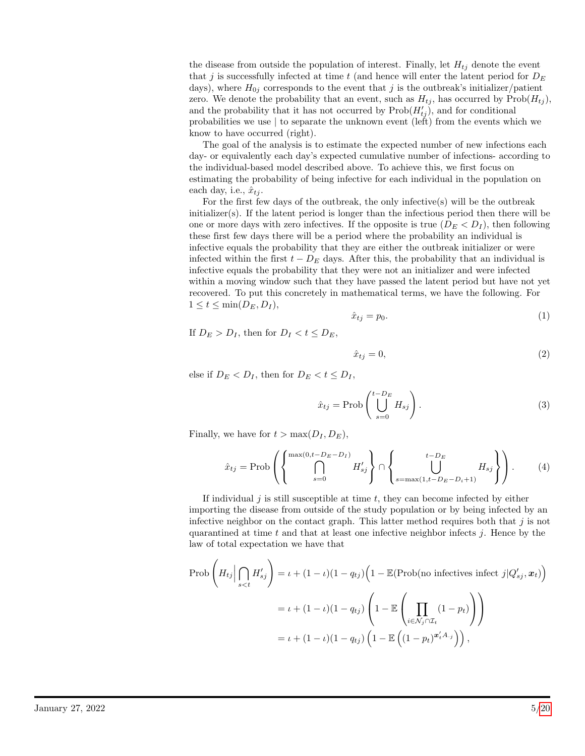the disease from outside the population of interest. Finally, let $H_{tj}$ denote the event that $j$ is successfully infected at time $t$ (and hence will enter the latent period for $D_E$ days), where $H_{0j}$ corresponds to the event that $j$ is the outbreak's initializer/patient zero. We denote the probability that an event, such as $H_{tj}$, has occurred by $\text{Prob}(H_{tj})$, and the probability that it has not occurred by $\text{Prob}(H'_{tj})$, and for conditional probabilities we use $|$ to separate the unknown event (left) from the events which we know to have occurred (right).

The goal of the analysis is to estimate the expected number of new infections each day- or equivalently each day's expected cumulative number of infections- according to the individual-based model described above. To achieve this, we first focus on estimating the probability of being infective for each individual in the population on each day, i.e., $\hat{x}_{tj}$.

For the first few days of the outbreak, the only infective(s) will be the outbreak initializer(s). If the latent period is longer than the infectious period then there will be one or more days with zero infectives. If the opposite is true ($D_E < D_I$), then following these first few days there will be a period where the probability an individual is infective equals the probability that they are either the outbreak initializer or were infected within the first $t - D_E$ days. After this, the probability that an individual is infective equals the probability that they were not an initializer and were infected within a moving window such that they have passed the latent period but have not yet recovered. To put this concretely in mathematical terms, we have the following. For $1 \leq t \leq \min(D_E, D_I)$,

$$\hat{x}_{tj} = p_0. \tag{1}$$

If $D_E > D_I$, then for $D_I < t \leq D_E$,

$$\hat{x}_{tj} = 0, \tag{2}$$

else if $D_E < D_I$, then for $D_E < t \leq D_I$,

$$\hat{x}_{tj} = \text{Prob}\left(\bigcup_{s=0}^{t-D_E} H_{sj}\right). \tag{3}$$

Finally, we have for $t > \max(D_I, D_E)$,

$$\hat{x}_{tj} = \text{Prob}\left(\left\{\bigcap_{s=0}^{\max(0,t-D_E-D_I)} H'_{sj}\right\} \cap \left\{\bigcup_{s=\max(1,t-D_E-D_i+1)}^{t-D_E} H_{sj}\right\}\right). \tag{4}$$

If individual $j$ is still susceptible at time $t$, they can become infected by either importing the disease from outside of the study population or by being infected by an infective neighbor on the contact graph. This latter method requires both that $j$ is not quarantined at time $t$ and that at least one infective neighbor infects $j$. Hence by the law of total expectation we have that

$$\begin{aligned}
\text{Prob}\left(H_{tj}\Big|\bigcap_{s<t} H'_{sj}\right) &= \iota + (1-\iota)(1-q_{tj})\Big(1 - \mathbb{E}(\text{Prob}(\text{no infectives infect } j | Q'_{sj}, \boldsymbol{x}_t)\Big) \\
&= \iota + (1-\iota)(1-q_{tj})\left(1 - \mathbb{E}\left(\prod_{i\in\mathcal{N}_j\cap\mathcal{I}_t}(1-p_t)\right)\right) \\
&= \iota + (1-\iota)(1-q_{tj})\left(1 - \mathbb{E}\left((1-p_t)^{\boldsymbol{x}'_t A_{\cdot j}}\right)\right),
\end{aligned}$$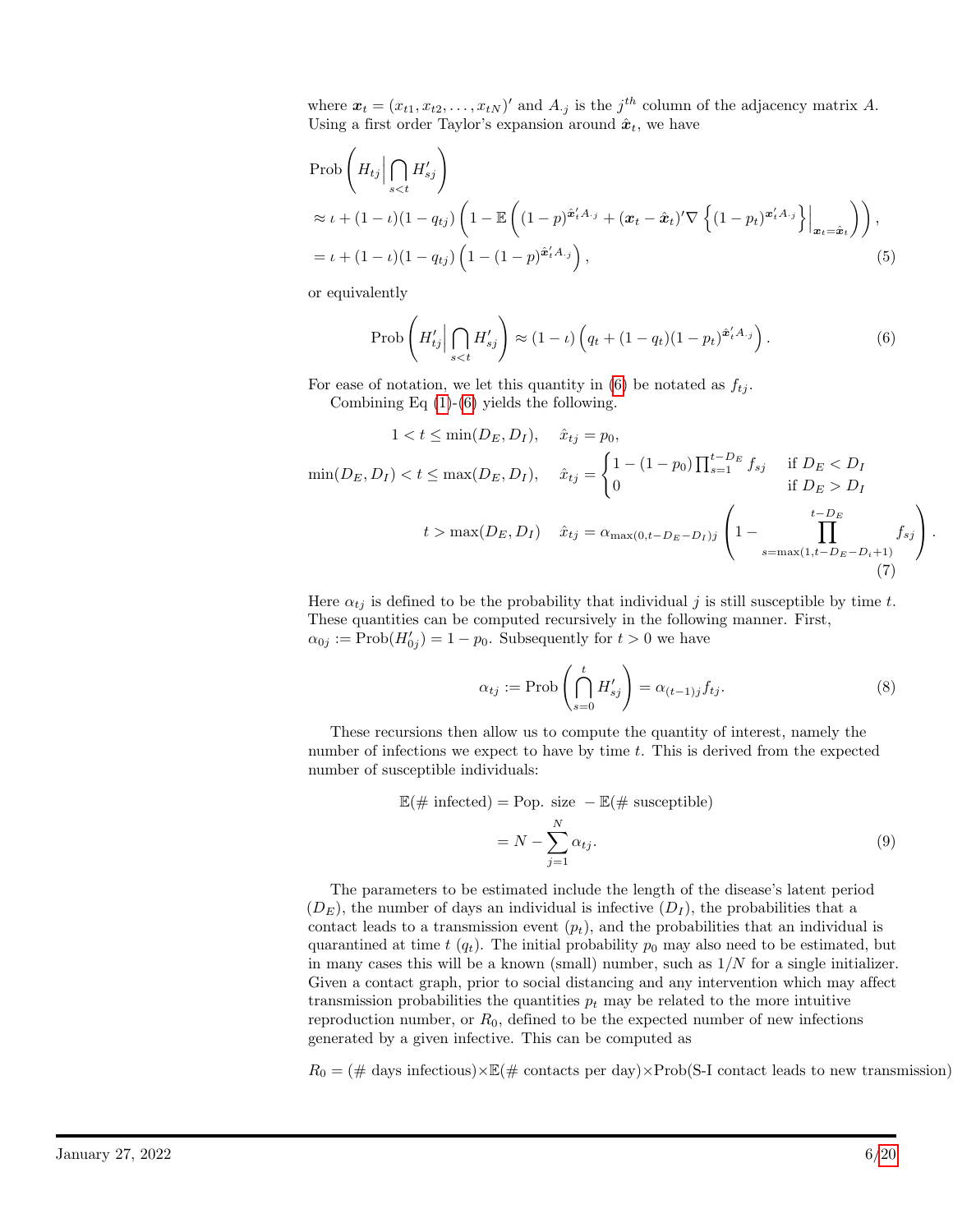where $\boldsymbol{x}_t = (x_{t1}, x_{t2}, \dots, x_{tN})'$ and $A_{\cdot j}$ is the $j^{th}$ column of the adjacency matrix $A$. Using a first order Taylor's expansion around $\hat{\boldsymbol{x}}_t$, we have

$$
\begin{aligned}
&\text{Prob}\left(H_{tj}\Big|\bigcap_{s<t} H'_{sj}\right) \\
&\approx \iota + (1-\iota)(1-q_{tj})\left(1 - \mathbb{E}\left((1-p)^{\hat{\boldsymbol{x}}_t' A_{\cdot j}} + (\boldsymbol{x}_t - \hat{\boldsymbol{x}}_t)'\nabla\left\{(1-p_t)^{\boldsymbol{x}_t' A_{\cdot j}}\right\}\Big|_{\boldsymbol{x}_t = \hat{\boldsymbol{x}}_t}\right)\right), \\
&= \iota + (1-\iota)(1-q_{tj})\left(1 - (1-p)^{\hat{\boldsymbol{x}}_t' A_{\cdot j}}\right),
\end{aligned} \tag{5}
$$

or equivalently

$$
\text{Prob}\left(H'_{tj}\Big|\bigcap_{s<t} H'_{sj}\right) \approx (1-\iota)\left(q_t + (1-q_t)(1-p_t)^{\hat{\boldsymbol{x}}_t' A_{\cdot j}}\right). \tag{6}
$$

For ease of notation, we let this quantity in (6) be notated as $f_{tj}$.

Combining Eq (1)-(6) yields the following.

$$
\begin{aligned}
1 < t \le \min(D_E, D_I), \quad & \hat{x}_{tj} = p_0, \\
\min(D_E, D_I) < t \le \max(D_E, D_I), \quad & \hat{x}_{tj} = \begin{cases} 1 - (1-p_0)\prod_{s=1}^{t-D_E} f_{sj} & \text{if } D_E < D_I \\ 0 & \text{if } D_E > D_I \end{cases} \\
t > \max(D_E, D_I) \quad & \hat{x}_{tj} = \alpha_{\max(0, t-D_E-D_I)j}\left(1 - \prod_{s=\max(1, t-D_E-D_i+1)}^{t-D_E} f_{sj}\right).
\end{aligned} \tag{7}
$$

Here $\alpha_{tj}$ is defined to be the probability that individual $j$ is still susceptible by time $t$. These quantities can be computed recursively in the following manner. First, $\alpha_{0j} := \text{Prob}(H'_{0j}) = 1 - p_0$. Subsequently for $t > 0$ we have

$$
\alpha_{tj} := \text{Prob}\left(\bigcap_{s=0}^{t} H'_{sj}\right) = \alpha_{(t-1)j} f_{tj}. \tag{8}
$$

These recursions then allow us to compute the quantity of interest, namely the number of infections we expect to have by time $t$. This is derived from the expected number of susceptible individuals:

$$
\begin{aligned}
\mathbb{E}(\#\text{ infected}) &= \text{Pop. size } - \mathbb{E}(\#\text{ susceptible}) \\
&= N - \sum_{j=1}^{N} \alpha_{tj}.
\end{aligned} \tag{9}
$$

The parameters to be estimated include the length of the disease's latent period ($D_E$), the number of days an individual is infective ($D_I$), the probabilities that a contact leads to a transmission event ($p_t$), and the probabilities that an individual is quarantined at time $t$ ($q_t$). The initial probability $p_0$ may also need to be estimated, but in many cases this will be a known (small) number, such as $1/N$ for a single initializer. Given a contact graph, prior to social distancing and any intervention which may affect transmission probabilities the quantities $p_t$ may be related to the more intuitive reproduction number, or $R_0$, defined to be the expected number of new infections generated by a given infective. This can be computed as

$$
R_0 = (\#\text{ days infectious}) \times \mathbb{E}(\#\text{ contacts per day}) \times \text{Prob(S-I contact leads to new transmission)}
$$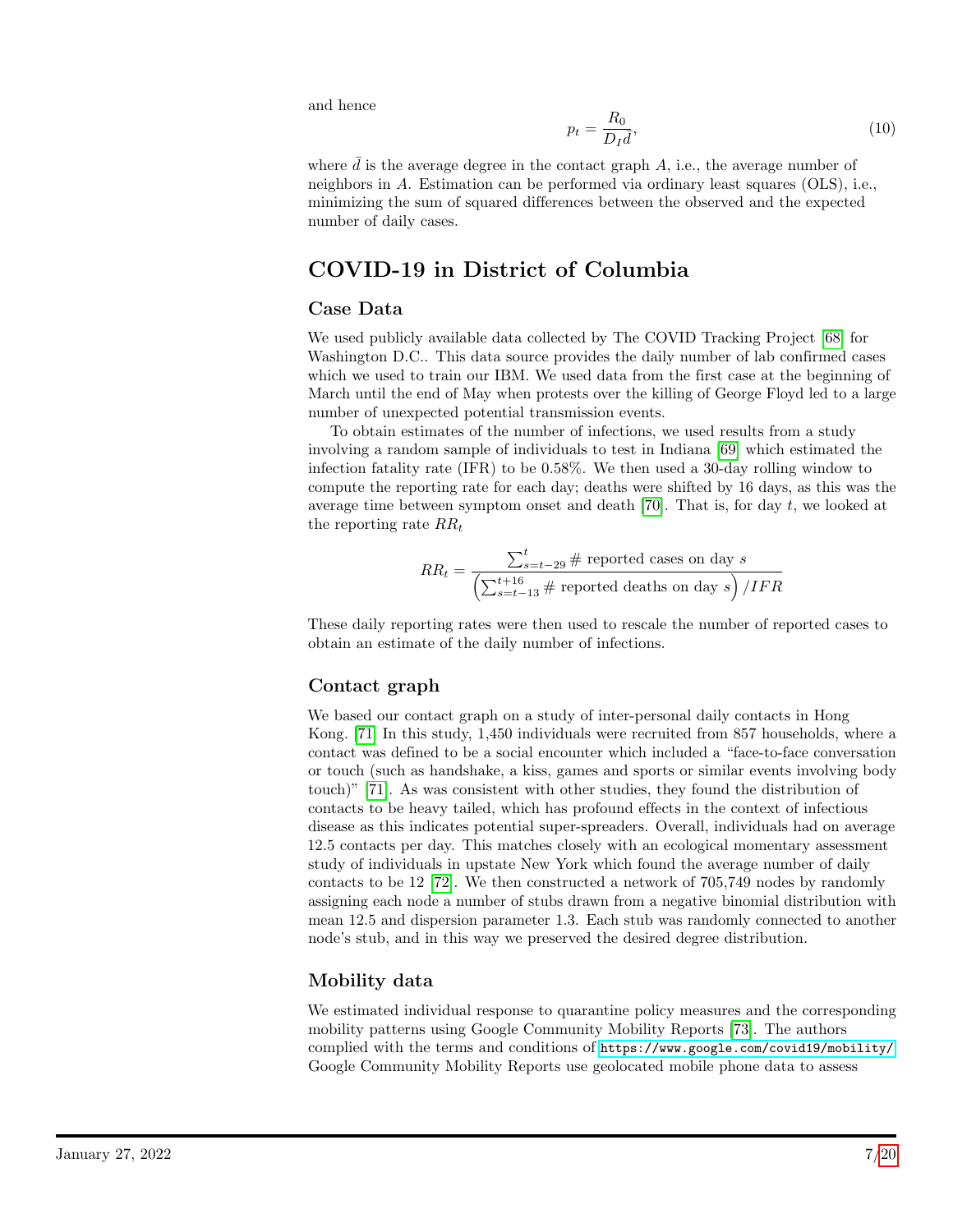and hence

$$p_t = \frac{R_0}{D_I \bar{d}}, \tag{10}$$

where $\bar{d}$ is the average degree in the contact graph $A$, i.e., the average number of neighbors in $A$. Estimation can be performed via ordinary least squares (OLS), i.e., minimizing the sum of squared differences between the observed and the expected number of daily cases.

## COVID-19 in District of Columbia

### Case Data

We used publicly available data collected by The COVID Tracking Project [68] for Washington D.C.. This data source provides the daily number of lab confirmed cases which we used to train our IBM. We used data from the first case at the beginning of March until the end of May when protests over the killing of George Floyd led to a large number of unexpected potential transmission events.

To obtain estimates of the number of infections, we used results from a study involving a random sample of individuals to test in Indiana [69] which estimated the infection fatality rate (IFR) to be 0.58%. We then used a 30-day rolling window to compute the reporting rate for each day; deaths were shifted by 16 days, as this was the average time between symptom onset and death [70]. That is, for day $t$, we looked at the reporting rate $RR_t$

$$RR_t = \frac{\sum_{s=t-29}^{t} \text{\# reported cases on day } s}{\left(\sum_{s=t-13}^{t+16} \text{\# reported deaths on day } s\right) / IFR}$$

These daily reporting rates were then used to rescale the number of reported cases to obtain an estimate of the daily number of infections.

### Contact graph

We based our contact graph on a study of inter-personal daily contacts in Hong Kong. [71] In this study, 1,450 individuals were recruited from 857 households, where a contact was defined to be a social encounter which included a "face-to-face conversation or touch (such as handshake, a kiss, games and sports or similar events involving body touch)" [71]. As was consistent with other studies, they found the distribution of contacts to be heavy tailed, which has profound effects in the context of infectious disease as this indicates potential super-spreaders. Overall, individuals had on average 12.5 contacts per day. This matches closely with an ecological momentary assessment study of individuals in upstate New York which found the average number of daily contacts to be 12 [72]. We then constructed a network of 705,749 nodes by randomly assigning each node a number of stubs drawn from a negative binomial distribution with mean 12.5 and dispersion parameter 1.3. Each stub was randomly connected to another node's stub, and in this way we preserved the desired degree distribution.

### Mobility data

We estimated individual response to quarantine policy measures and the corresponding mobility patterns using Google Community Mobility Reports [73]. The authors complied with the terms and conditions of https://www.google.com/covid19/mobility/ Google Community Mobility Reports use geolocated mobile phone data to assess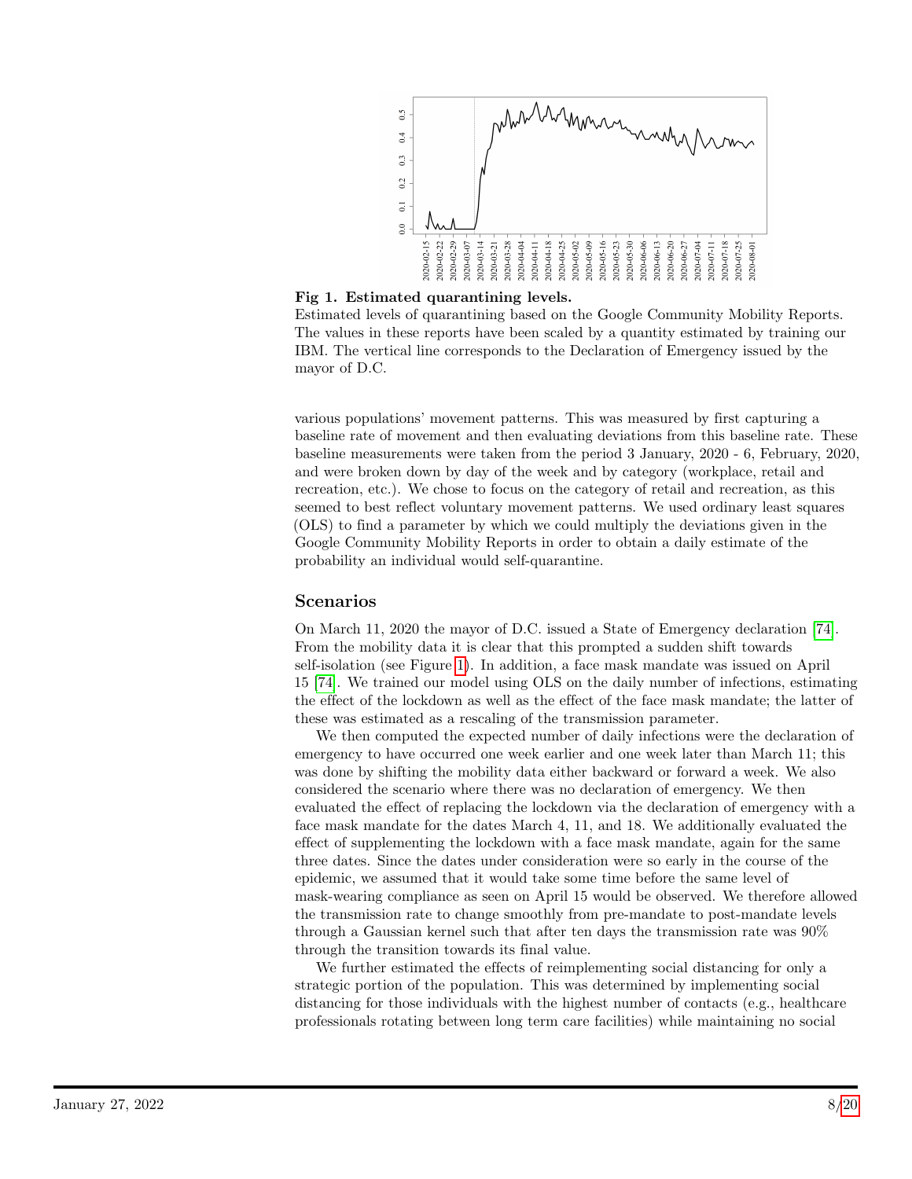**Fig 1. Estimated quarantining levels.**
Estimated levels of quarantining based on the Google Community Mobility Reports. The values in these reports have been scaled by a quantity estimated by training our IBM. The vertical line corresponds to the Declaration of Emergency issued by the mayor of D.C.

various populations' movement patterns. This was measured by first capturing a baseline rate of movement and then evaluating deviations from this baseline rate. These baseline measurements were taken from the period 3 January, 2020 - 6, February, 2020, and were broken down by day of the week and by category (workplace, retail and recreation, etc.). We chose to focus on the category of retail and recreation, as this seemed to best reflect voluntary movement patterns. We used ordinary least squares (OLS) to find a parameter by which we could multiply the deviations given in the Google Community Mobility Reports in order to obtain a daily estimate of the probability an individual would self-quarantine.

## Scenarios

On March 11, 2020 the mayor of D.C. issued a State of Emergency declaration [74]. From the mobility data it is clear that this prompted a sudden shift towards self-isolation (see Figure 1). In addition, a face mask mandate was issued on April 15 [74]. We trained our model using OLS on the daily number of infections, estimating the effect of the lockdown as well as the effect of the face mask mandate; the latter of these was estimated as a rescaling of the transmission parameter.

We then computed the expected number of daily infections were the declaration of emergency to have occurred one week earlier and one week later than March 11; this was done by shifting the mobility data either backward or forward a week. We also considered the scenario where there was no declaration of emergency. We then evaluated the effect of replacing the lockdown via the declaration of emergency with a face mask mandate for the dates March 4, 11, and 18. We additionally evaluated the effect of supplementing the lockdown with a face mask mandate, again for the same three dates. Since the dates under consideration were so early in the course of the epidemic, we assumed that it would take some time before the same level of mask-wearing compliance as seen on April 15 would be observed. We therefore allowed the transmission rate to change smoothly from pre-mandate to post-mandate levels through a Gaussian kernel such that after ten days the transmission rate was 90% through the transition towards its final value.

We further estimated the effects of reimplementing social distancing for only a strategic portion of the population. This was determined by implementing social distancing for those individuals with the highest number of contacts (e.g., healthcare professionals rotating between long term care facilities) while maintaining no social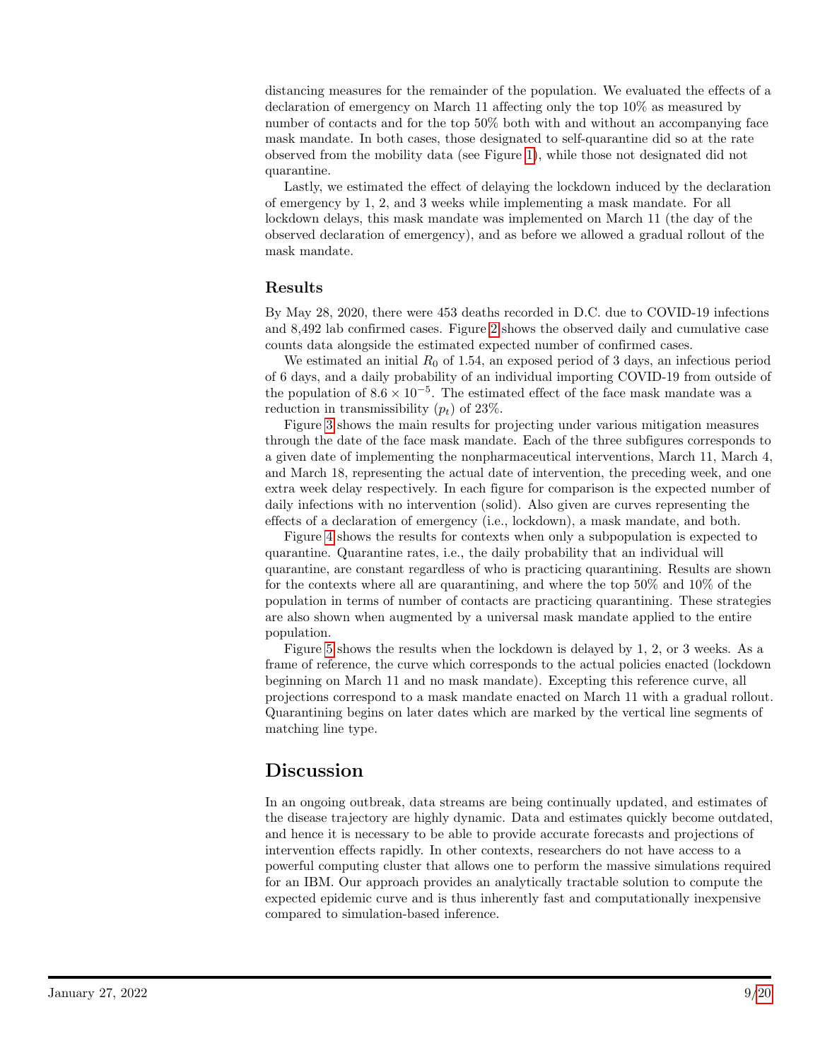distancing measures for the remainder of the population. We evaluated the effects of a declaration of emergency on March 11 affecting only the top 10% as measured by number of contacts and for the top 50% both with and without an accompanying face mask mandate. In both cases, those designated to self-quarantine did so at the rate observed from the mobility data (see Figure 1), while those not designated did not quarantine.

Lastly, we estimated the effect of delaying the lockdown induced by the declaration of emergency by 1, 2, and 3 weeks while implementing a mask mandate. For all lockdown delays, this mask mandate was implemented on March 11 (the day of the observed declaration of emergency), and as before we allowed a gradual rollout of the mask mandate.

### Results

By May 28, 2020, there were 453 deaths recorded in D.C. due to COVID-19 infections and 8,492 lab confirmed cases. Figure 2 shows the observed daily and cumulative case counts data alongside the estimated expected number of confirmed cases.

We estimated an initial $R_0$ of 1.54, an exposed period of 3 days, an infectious period of 6 days, and a daily probability of an individual importing COVID-19 from outside of the population of $8.6 \times 10^{-5}$. The estimated effect of the face mask mandate was a reduction in transmissibility ($p_t$) of 23%.

Figure 3 shows the main results for projecting under various mitigation measures through the date of the face mask mandate. Each of the three subfigures corresponds to a given date of implementing the nonpharmaceutical interventions, March 11, March 4, and March 18, representing the actual date of intervention, the preceding week, and one extra week delay respectively. In each figure for comparison is the expected number of daily infections with no intervention (solid). Also given are curves representing the effects of a declaration of emergency (i.e., lockdown), a mask mandate, and both.

Figure 4 shows the results for contexts when only a subpopulation is expected to quarantine. Quarantine rates, i.e., the daily probability that an individual will quarantine, are constant regardless of who is practicing quarantining. Results are shown for the contexts where all are quarantining, and where the top 50% and 10% of the population in terms of number of contacts are practicing quarantining. These strategies are also shown when augmented by a universal mask mandate applied to the entire population.

Figure 5 shows the results when the lockdown is delayed by 1, 2, or 3 weeks. As a frame of reference, the curve which corresponds to the actual policies enacted (lockdown beginning on March 11 and no mask mandate). Excepting this reference curve, all projections correspond to a mask mandate enacted on March 11 with a gradual rollout. Quarantining begins on later dates which are marked by the vertical line segments of matching line type.

## Discussion

In an ongoing outbreak, data streams are being continually updated, and estimates of the disease trajectory are highly dynamic. Data and estimates quickly become outdated, and hence it is necessary to be able to provide accurate forecasts and projections of intervention effects rapidly. In other contexts, researchers do not have access to a powerful computing cluster that allows one to perform the massive simulations required for an IBM. Our approach provides an analytically tractable solution to compute the expected epidemic curve and is thus inherently fast and computationally inexpensive compared to simulation-based inference.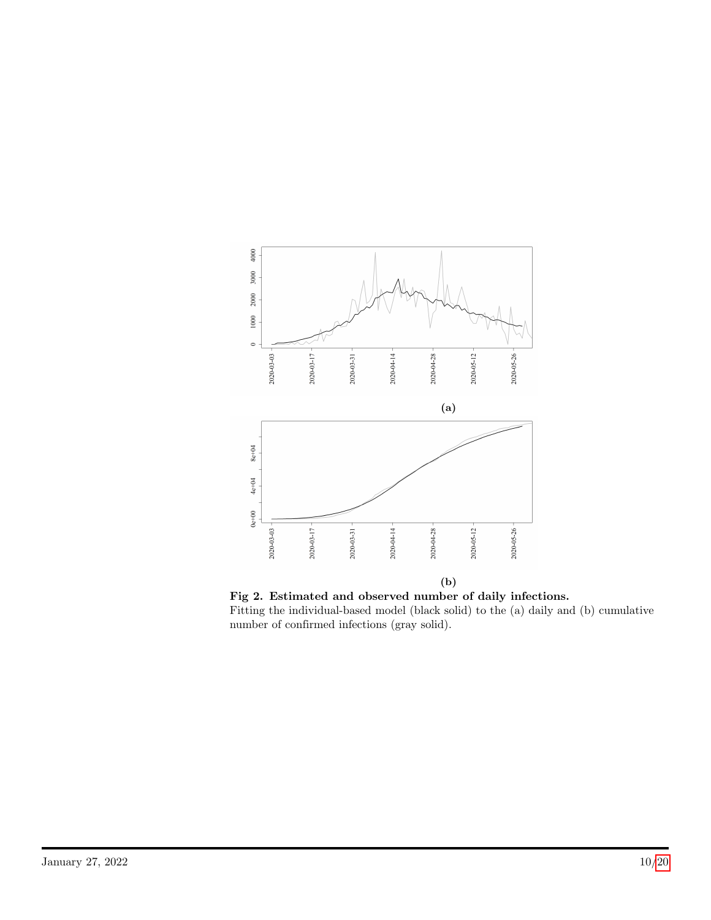(a)

(b)

**Fig 2. Estimated and observed number of daily infections.**
Fitting the individual-based model (black solid) to the (a) daily and (b) cumulative number of confirmed infections (gray solid).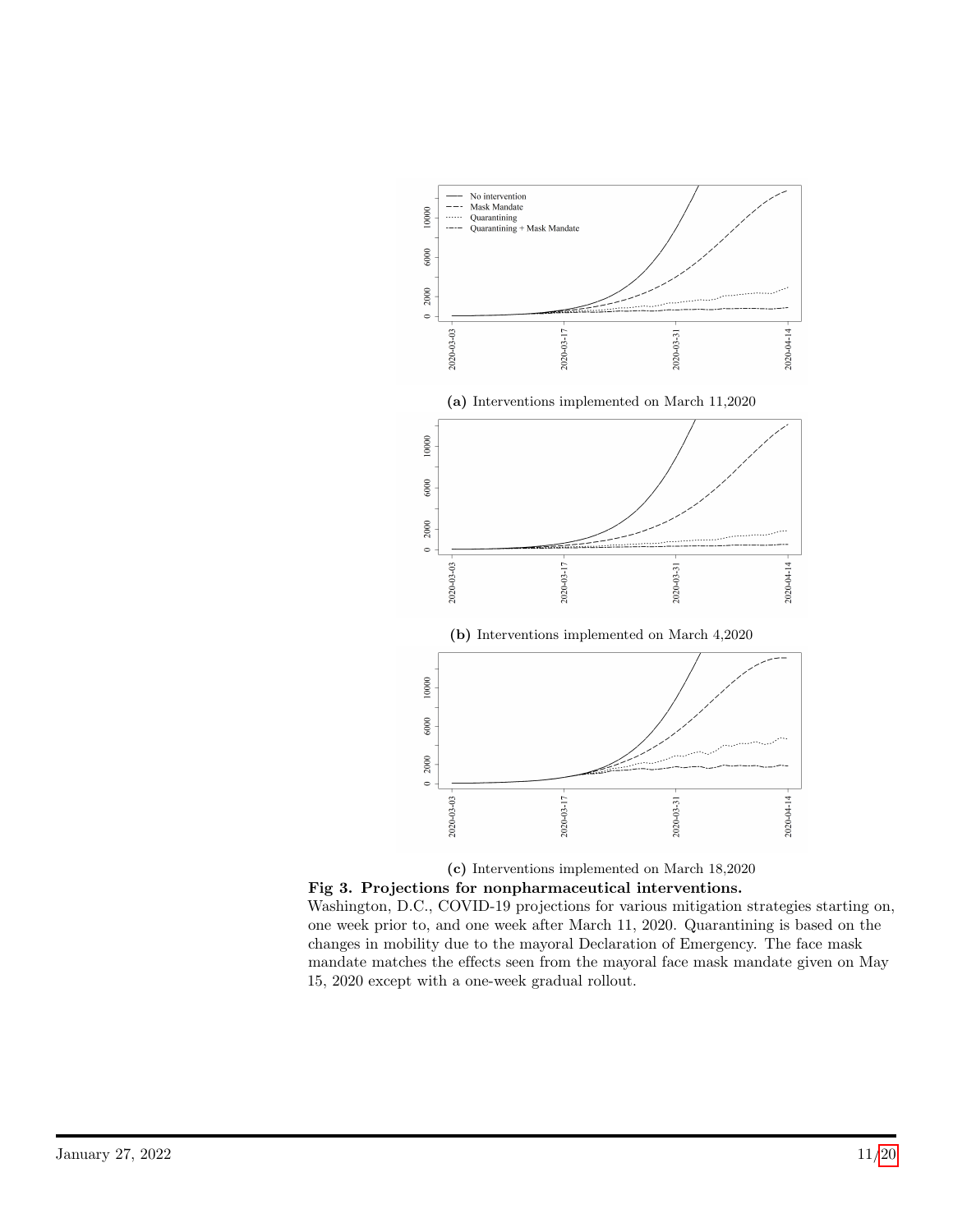**(a)** Interventions implemented on March 11,2020

**(b)** Interventions implemented on March 4,2020

**(c)** Interventions implemented on March 18,2020

**Fig 3. Projections for nonpharmaceutical interventions.**
Washington, D.C., COVID-19 projections for various mitigation strategies starting on, one week prior to, and one week after March 11, 2020. Quarantining is based on the changes in mobility due to the mayoral Declaration of Emergency. The face mask mandate matches the effects seen from the mayoral face mask mandate given on May 15, 2020 except with a one-week gradual rollout.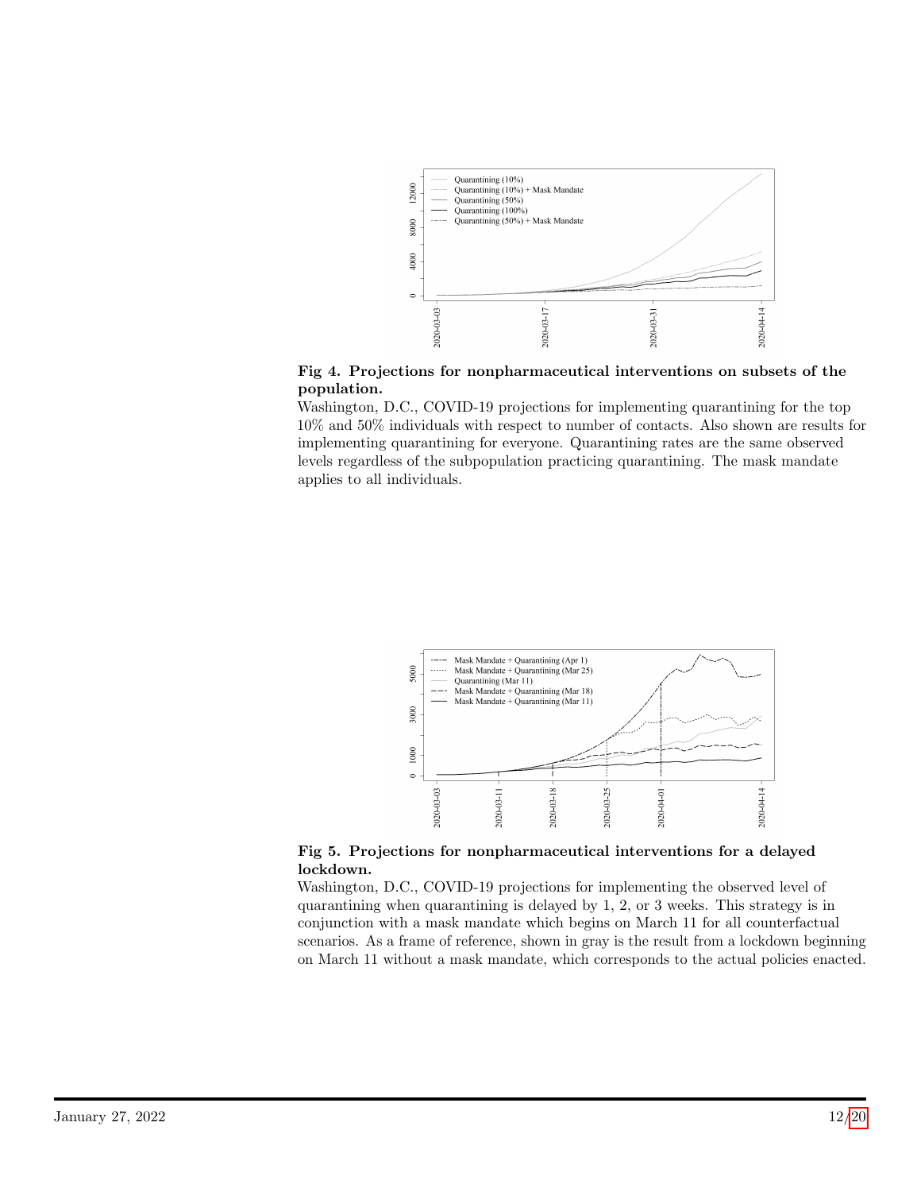**Fig 4. Projections for nonpharmaceutical interventions on subsets of the population.**

Washington, D.C., COVID-19 projections for implementing quarantining for the top 10% and 50% individuals with respect to number of contacts. Also shown are results for implementing quarantining for everyone. Quarantining rates are the same observed levels regardless of the subpopulation practicing quarantining. The mask mandate applies to all individuals.

**Fig 5. Projections for nonpharmaceutical interventions for a delayed lockdown.**

Washington, D.C., COVID-19 projections for implementing the observed level of quarantining when quarantining is delayed by 1, 2, or 3 weeks. This strategy is in conjunction with a mask mandate which begins on March 11 for all counterfactual scenarios. As a frame of reference, shown in gray is the result from a lockdown beginning on March 11 without a mask mandate, which corresponds to the actual policies enacted.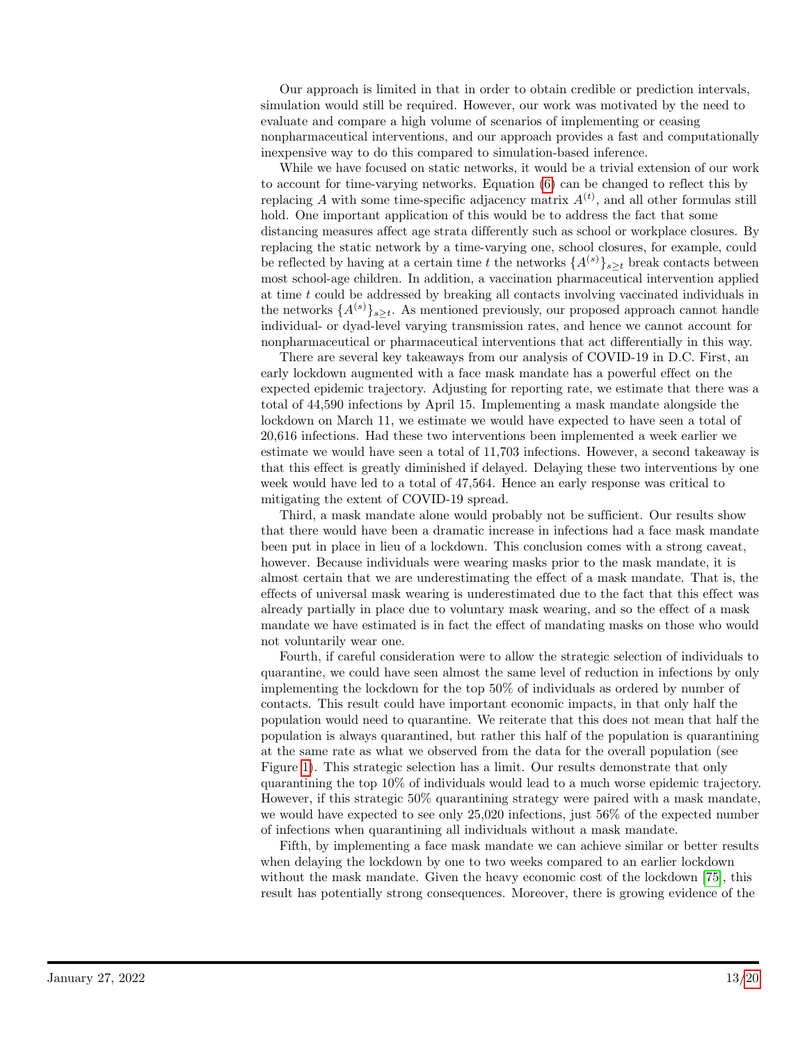Our approach is limited in that in order to obtain credible or prediction intervals, simulation would still be required. However, our work was motivated by the need to evaluate and compare a high volume of scenarios of implementing or ceasing nonpharmaceutical interventions, and our approach provides a fast and computationally inexpensive way to do this compared to simulation-based inference.

While we have focused on static networks, it would be a trivial extension of our work to account for time-varying networks. Equation (6) can be changed to reflect this by replacing $A$ with some time-specific adjacency matrix $A^{(t)}$, and all other formulas still hold. One important application of this would be to address the fact that some distancing measures affect age strata differently such as school or workplace closures. By replacing the static network by a time-varying one, school closures, for example, could be reflected by having at a certain time $t$ the networks $\{A^{(s)}\}_{s\geq t}$ break contacts between most school-age children. In addition, a vaccination pharmaceutical intervention applied at time $t$ could be addressed by breaking all contacts involving vaccinated individuals in the networks $\{A^{(s)}\}_{s\geq t}$. As mentioned previously, our proposed approach cannot handle individual- or dyad-level varying transmission rates, and hence we cannot account for nonpharmaceutical or pharmaceutical interventions that act differentially in this way.

There are several key takeaways from our analysis of COVID-19 in D.C. First, an early lockdown augmented with a face mask mandate has a powerful effect on the expected epidemic trajectory. Adjusting for reporting rate, we estimate that there was a total of 44,590 infections by April 15. Implementing a mask mandate alongside the lockdown on March 11, we estimate we would have expected to have seen a total of 20,616 infections. Had these two interventions been implemented a week earlier we estimate we would have seen a total of 11,703 infections. However, a second takeaway is that this effect is greatly diminished if delayed. Delaying these two interventions by one week would have led to a total of 47,564. Hence an early response was critical to mitigating the extent of COVID-19 spread.

Third, a mask mandate alone would probably not be sufficient. Our results show that there would have been a dramatic increase in infections had a face mask mandate been put in place in lieu of a lockdown. This conclusion comes with a strong caveat, however. Because individuals were wearing masks prior to the mask mandate, it is almost certain that we are underestimating the effect of a mask mandate. That is, the effects of universal mask wearing is underestimated due to the fact that this effect was already partially in place due to voluntary mask wearing, and so the effect of a mask mandate we have estimated is in fact the effect of mandating masks on those who would not voluntarily wear one.

Fourth, if careful consideration were to allow the strategic selection of individuals to quarantine, we could have seen almost the same level of reduction in infections by only implementing the lockdown for the top 50% of individuals as ordered by number of contacts. This result could have important economic impacts, in that only half the population would need to quarantine. We reiterate that this does not mean that half the population is always quarantined, but rather this half of the population is quarantining at the same rate as what we observed from the data for the overall population (see Figure 1). This strategic selection has a limit. Our results demonstrate that only quarantining the top 10% of individuals would lead to a much worse epidemic trajectory. However, if this strategic 50% quarantining strategy were paired with a mask mandate, we would have expected to see only 25,020 infections, just 56% of the expected number of infections when quarantining all individuals without a mask mandate.

Fifth, by implementing a face mask mandate we can achieve similar or better results when delaying the lockdown by one to two weeks compared to an earlier lockdown without the mask mandate. Given the heavy economic cost of the lockdown [75], this result has potentially strong consequences. Moreover, there is growing evidence of the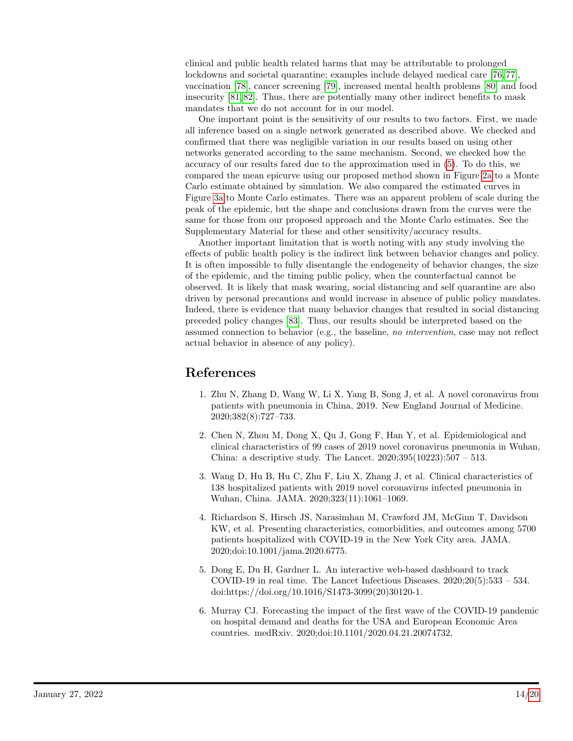clinical and public health related harms that may be attributable to prolonged lockdowns and societal quarantine; examples include delayed medical care [76,77], vaccination [78], cancer screening [79], increased mental health problems [80] and food insecurity [81,82]. Thus, there are potentially many other indirect benefits to mask mandates that we do not account for in our model.

One important point is the sensitivity of our results to two factors. First, we made all inference based on a single network generated as described above. We checked and confirmed that there was negligible variation in our results based on using other networks generated according to the same mechanism. Second, we checked how the accuracy of our results fared due to the approximation used in (5). To do this, we compared the mean epicurve using our proposed method shown in Figure 2a to a Monte Carlo estimate obtained by simulation. We also compared the estimated curves in Figure 3a to Monte Carlo estimates. There was an apparent problem of scale during the peak of the epidemic, but the shape and conclusions drawn from the curves were the same for those from our proposed approach and the Monte Carlo estimates. See the Supplementary Material for these and other sensitivity/accuracy results.

Another important limitation that is worth noting with any study involving the effects of public health policy is the indirect link between behavior changes and policy. It is often impossible to fully disentangle the endogeneity of behavior changes, the size of the epidemic, and the timing public policy, when the counterfactual cannot be observed. It is likely that mask wearing, social distancing and self quarantine are also driven by personal precautions and would increase in absence of public policy mandates. Indeed, there is evidence that many behavior changes that resulted in social distancing preceded policy changes [83]. Thus, our results should be interpreted based on the assumed connection to behavior (e.g., the baseline, *no intervention*, case may not reflect actual behavior in absence of any policy).

## References

1. Zhu N, Zhang D, Wang W, Li X, Yang B, Song J, et al. A novel coronavirus from patients with pneumonia in China, 2019. New England Journal of Medicine. 2020;382(8):727–733.

2. Chen N, Zhou M, Dong X, Qu J, Gong F, Han Y, et al. Epidemiological and clinical characteristics of 99 cases of 2019 novel coronavirus pneumonia in Wuhan, China: a descriptive study. The Lancet. 2020;395(10223):507 – 513.

3. Wang D, Hu B, Hu C, Zhu F, Liu X, Zhang J, et al. Clinical characteristics of 138 hospitalized patients with 2019 novel coronavirus infected pneumonia in Wuhan, China. JAMA. 2020;323(11):1061–1069.

4. Richardson S, Hirsch JS, Narasimhan M, Crawford JM, McGinn T, Davidson KW, et al. Presenting characteristics, comorbidities, and outcomes among 5700 patients hospitalized with COVID-19 in the New York City area. JAMA. 2020;doi:10.1001/jama.2020.6775.

5. Dong E, Du H, Gardner L. An interactive web-based dashboard to track COVID-19 in real time. The Lancet Infectious Diseases. 2020;20(5):533 – 534. doi:https://doi.org/10.1016/S1473-3099(20)30120-1.

6. Murray CJ. Forecasting the impact of the first wave of the COVID-19 pandemic on hospital demand and deaths for the USA and European Economic Area countries. medRxiv. 2020;doi:10.1101/2020.04.21.20074732.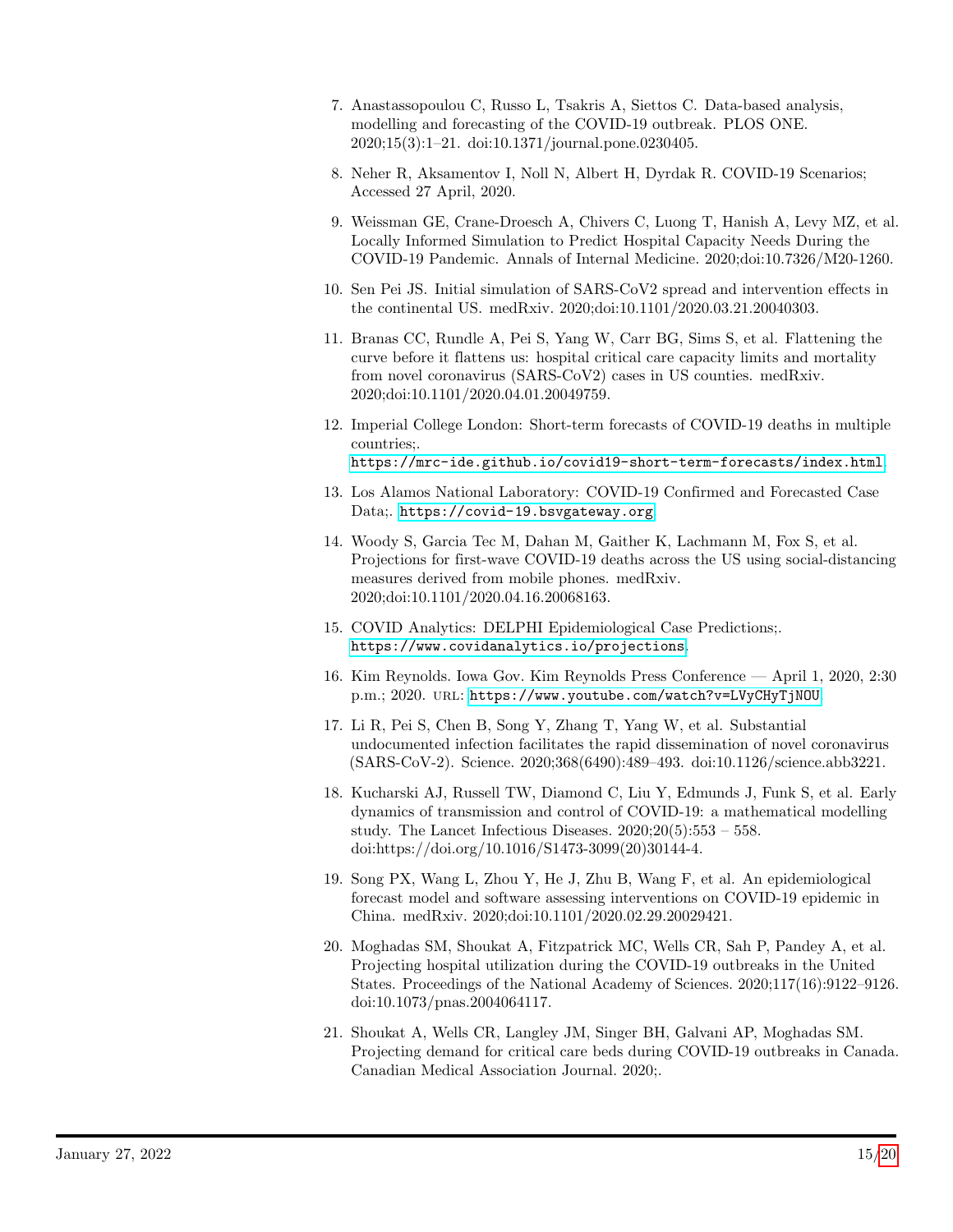7. Anastassopoulou C, Russo L, Tsakris A, Siettos C. Data-based analysis, modelling and forecasting of the COVID-19 outbreak. PLOS ONE. 2020;15(3):1–21. doi:10.1371/journal.pone.0230405.

8. Neher R, Aksamentov I, Noll N, Albert H, Dyrdak R. COVID-19 Scenarios; Accessed 27 April, 2020.

9. Weissman GE, Crane-Droesch A, Chivers C, Luong T, Hanish A, Levy MZ, et al. Locally Informed Simulation to Predict Hospital Capacity Needs During the COVID-19 Pandemic. Annals of Internal Medicine. 2020;doi:10.7326/M20-1260.

10. Sen Pei JS. Initial simulation of SARS-CoV2 spread and intervention effects in the continental US. medRxiv. 2020;doi:10.1101/2020.03.21.20040303.

11. Branas CC, Rundle A, Pei S, Yang W, Carr BG, Sims S, et al. Flattening the curve before it flattens us: hospital critical care capacity limits and mortality from novel coronavirus (SARS-CoV2) cases in US counties. medRxiv. 2020;doi:10.1101/2020.04.01.20049759.

12. Imperial College London: Short-term forecasts of COVID-19 deaths in multiple countries;. https://mrc-ide.github.io/covid19-short-term-forecasts/index.html.

13. Los Alamos National Laboratory: COVID-19 Confirmed and Forecasted Case Data;. https://covid-19.bsvgateway.org.

14. Woody S, Garcia Tec M, Dahan M, Gaither K, Lachmann M, Fox S, et al. Projections for first-wave COVID-19 deaths across the US using social-distancing measures derived from mobile phones. medRxiv. 2020;doi:10.1101/2020.04.16.20068163.

15. COVID Analytics: DELPHI Epidemiological Case Predictions;. https://www.covidanalytics.io/projections.

16. Kim Reynolds. Iowa Gov. Kim Reynolds Press Conference — April 1, 2020, 2:30 p.m.; 2020. URL: https://www.youtube.com/watch?v=LVyCHyTjNOU.

17. Li R, Pei S, Chen B, Song Y, Zhang T, Yang W, et al. Substantial undocumented infection facilitates the rapid dissemination of novel coronavirus (SARS-CoV-2). Science. 2020;368(6490):489–493. doi:10.1126/science.abb3221.

18. Kucharski AJ, Russell TW, Diamond C, Liu Y, Edmunds J, Funk S, et al. Early dynamics of transmission and control of COVID-19: a mathematical modelling study. The Lancet Infectious Diseases. 2020;20(5):553 – 558. doi:https://doi.org/10.1016/S1473-3099(20)30144-4.

19. Song PX, Wang L, Zhou Y, He J, Zhu B, Wang F, et al. An epidemiological forecast model and software assessing interventions on COVID-19 epidemic in China. medRxiv. 2020;doi:10.1101/2020.02.29.20029421.

20. Moghadas SM, Shoukat A, Fitzpatrick MC, Wells CR, Sah P, Pandey A, et al. Projecting hospital utilization during the COVID-19 outbreaks in the United States. Proceedings of the National Academy of Sciences. 2020;117(16):9122–9126. doi:10.1073/pnas.2004064117.

21. Shoukat A, Wells CR, Langley JM, Singer BH, Galvani AP, Moghadas SM. Projecting demand for critical care beds during COVID-19 outbreaks in Canada. Canadian Medical Association Journal. 2020;.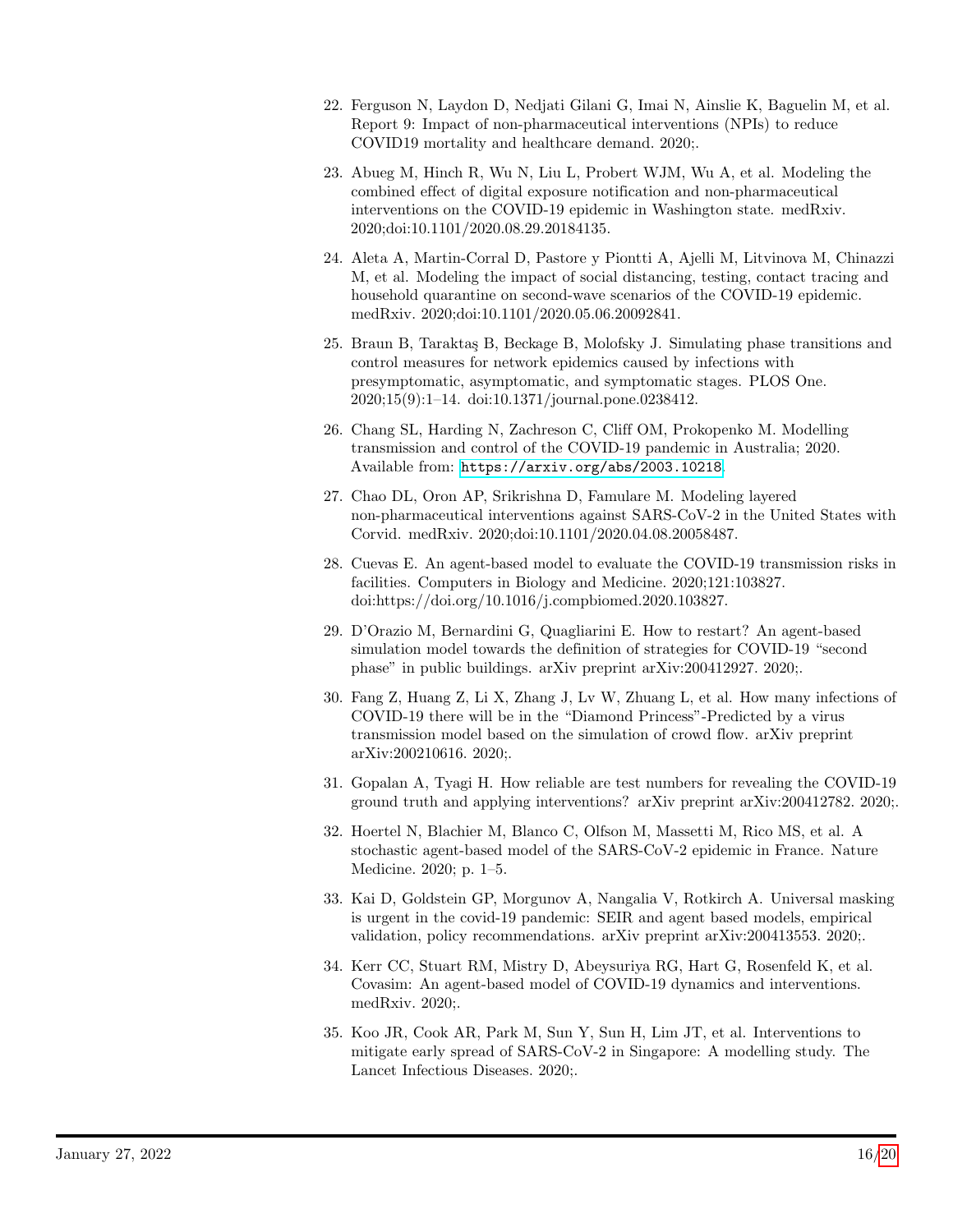22. Ferguson N, Laydon D, Nedjati Gilani G, Imai N, Ainslie K, Baguelin M, et al. Report 9: Impact of non-pharmaceutical interventions (NPIs) to reduce COVID19 mortality and healthcare demand. 2020;.

23. Abueg M, Hinch R, Wu N, Liu L, Probert WJM, Wu A, et al. Modeling the combined effect of digital exposure notification and non-pharmaceutical interventions on the COVID-19 epidemic in Washington state. medRxiv. 2020;doi:10.1101/2020.08.29.20184135.

24. Aleta A, Martin-Corral D, Pastore y Piontti A, Ajelli M, Litvinova M, Chinazzi M, et al. Modeling the impact of social distancing, testing, contact tracing and household quarantine on second-wave scenarios of the COVID-19 epidemic. medRxiv. 2020;doi:10.1101/2020.05.06.20092841.

25. Braun B, Taraktaş B, Beckage B, Molofsky J. Simulating phase transitions and control measures for network epidemics caused by infections with presymptomatic, asymptomatic, and symptomatic stages. PLOS One. 2020;15(9):1–14. doi:10.1371/journal.pone.0238412.

26. Chang SL, Harding N, Zachreson C, Cliff OM, Prokopenko M. Modelling transmission and control of the COVID-19 pandemic in Australia; 2020. Available from: https://arxiv.org/abs/2003.10218.

27. Chao DL, Oron AP, Srikrishna D, Famulare M. Modeling layered non-pharmaceutical interventions against SARS-CoV-2 in the United States with Corvid. medRxiv. 2020;doi:10.1101/2020.04.08.20058487.

28. Cuevas E. An agent-based model to evaluate the COVID-19 transmission risks in facilities. Computers in Biology and Medicine. 2020;121:103827. doi:https://doi.org/10.1016/j.compbiomed.2020.103827.

29. D'Orazio M, Bernardini G, Quagliarini E. How to restart? An agent-based simulation model towards the definition of strategies for COVID-19 "second phase" in public buildings. arXiv preprint arXiv:200412927. 2020;.

30. Fang Z, Huang Z, Li X, Zhang J, Lv W, Zhuang L, et al. How many infections of COVID-19 there will be in the "Diamond Princess"-Predicted by a virus transmission model based on the simulation of crowd flow. arXiv preprint arXiv:200210616. 2020;.

31. Gopalan A, Tyagi H. How reliable are test numbers for revealing the COVID-19 ground truth and applying interventions? arXiv preprint arXiv:200412782. 2020;.

32. Hoertel N, Blachier M, Blanco C, Olfson M, Massetti M, Rico MS, et al. A stochastic agent-based model of the SARS-CoV-2 epidemic in France. Nature Medicine. 2020; p. 1–5.

33. Kai D, Goldstein GP, Morgunov A, Nangalia V, Rotkirch A. Universal masking is urgent in the covid-19 pandemic: SEIR and agent based models, empirical validation, policy recommendations. arXiv preprint arXiv:200413553. 2020;.

34. Kerr CC, Stuart RM, Mistry D, Abeysuriya RG, Hart G, Rosenfeld K, et al. Covasim: An agent-based model of COVID-19 dynamics and interventions. medRxiv. 2020;.

35. Koo JR, Cook AR, Park M, Sun Y, Sun H, Lim JT, et al. Interventions to mitigate early spread of SARS-CoV-2 in Singapore: A modelling study. The Lancet Infectious Diseases. 2020;.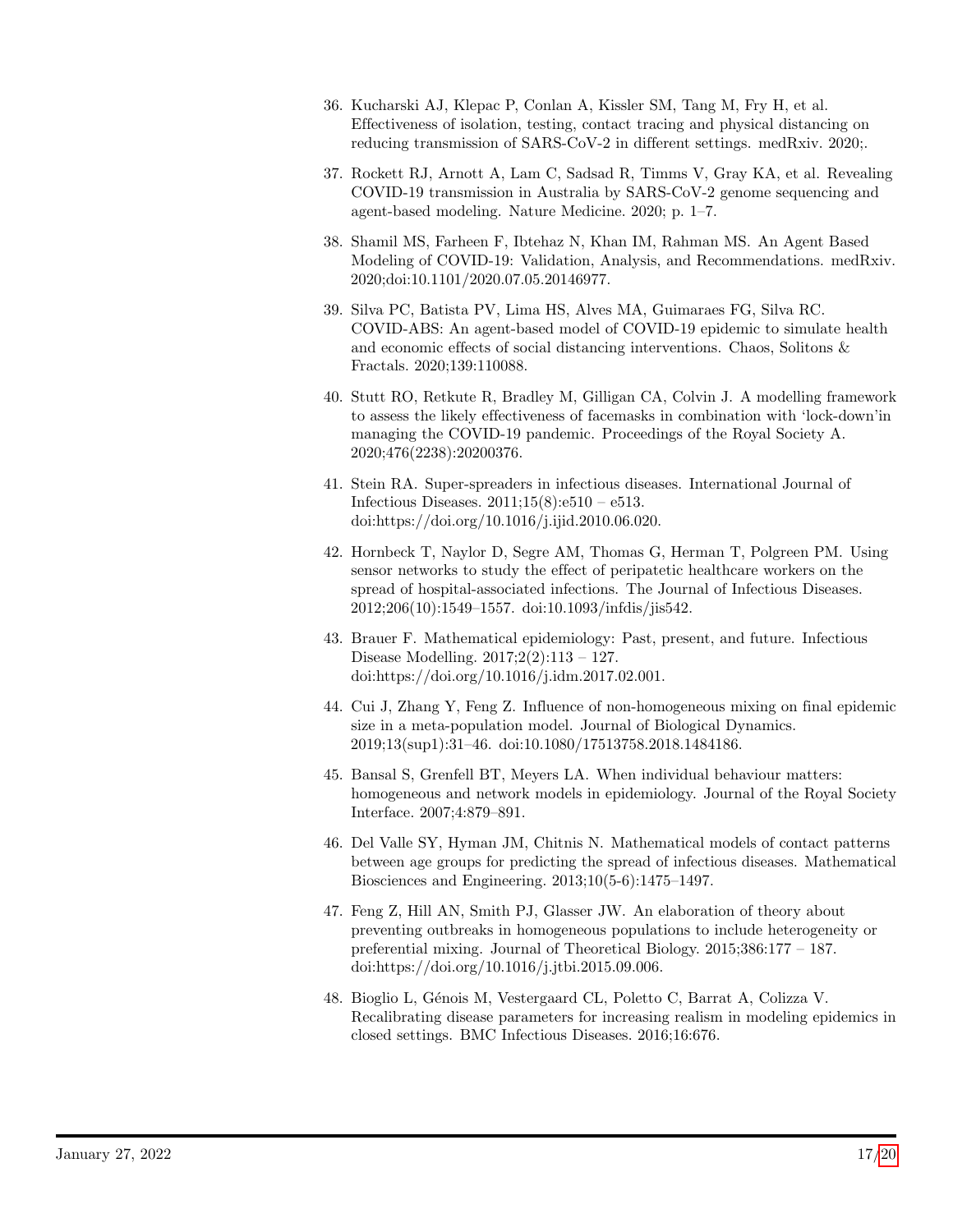36. Kucharski AJ, Klepac P, Conlan A, Kissler SM, Tang M, Fry H, et al. Effectiveness of isolation, testing, contact tracing and physical distancing on reducing transmission of SARS-CoV-2 in different settings. medRxiv. 2020;.

37. Rockett RJ, Arnott A, Lam C, Sadsad R, Timms V, Gray KA, et al. Revealing COVID-19 transmission in Australia by SARS-CoV-2 genome sequencing and agent-based modeling. Nature Medicine. 2020; p. 1–7.

38. Shamil MS, Farheen F, Ibtehaz N, Khan IM, Rahman MS. An Agent Based Modeling of COVID-19: Validation, Analysis, and Recommendations. medRxiv. 2020;doi:10.1101/2020.07.05.20146977.

39. Silva PC, Batista PV, Lima HS, Alves MA, Guimaraes FG, Silva RC. COVID-ABS: An agent-based model of COVID-19 epidemic to simulate health and economic effects of social distancing interventions. Chaos, Solitons & Fractals. 2020;139:110088.

40. Stutt RO, Retkute R, Bradley M, Gilligan CA, Colvin J. A modelling framework to assess the likely effectiveness of facemasks in combination with 'lock-down'in managing the COVID-19 pandemic. Proceedings of the Royal Society A. 2020;476(2238):20200376.

41. Stein RA. Super-spreaders in infectious diseases. International Journal of Infectious Diseases. 2011;15(8):e510 – e513. doi:https://doi.org/10.1016/j.ijid.2010.06.020.

42. Hornbeck T, Naylor D, Segre AM, Thomas G, Herman T, Polgreen PM. Using sensor networks to study the effect of peripatetic healthcare workers on the spread of hospital-associated infections. The Journal of Infectious Diseases. 2012;206(10):1549–1557. doi:10.1093/infdis/jis542.

43. Brauer F. Mathematical epidemiology: Past, present, and future. Infectious Disease Modelling. 2017;2(2):113 – 127. doi:https://doi.org/10.1016/j.idm.2017.02.001.

44. Cui J, Zhang Y, Feng Z. Influence of non-homogeneous mixing on final epidemic size in a meta-population model. Journal of Biological Dynamics. 2019;13(sup1):31–46. doi:10.1080/17513758.2018.1484186.

45. Bansal S, Grenfell BT, Meyers LA. When individual behaviour matters: homogeneous and network models in epidemiology. Journal of the Royal Society Interface. 2007;4:879–891.

46. Del Valle SY, Hyman JM, Chitnis N. Mathematical models of contact patterns between age groups for predicting the spread of infectious diseases. Mathematical Biosciences and Engineering. 2013;10(5-6):1475–1497.

47. Feng Z, Hill AN, Smith PJ, Glasser JW. An elaboration of theory about preventing outbreaks in homogeneous populations to include heterogeneity or preferential mixing. Journal of Theoretical Biology. 2015;386:177 – 187. doi:https://doi.org/10.1016/j.jtbi.2015.09.006.

48. Bioglio L, Génois M, Vestergaard CL, Poletto C, Barrat A, Colizza V. Recalibrating disease parameters for increasing realism in modeling epidemics in closed settings. BMC Infectious Diseases. 2016;16:676.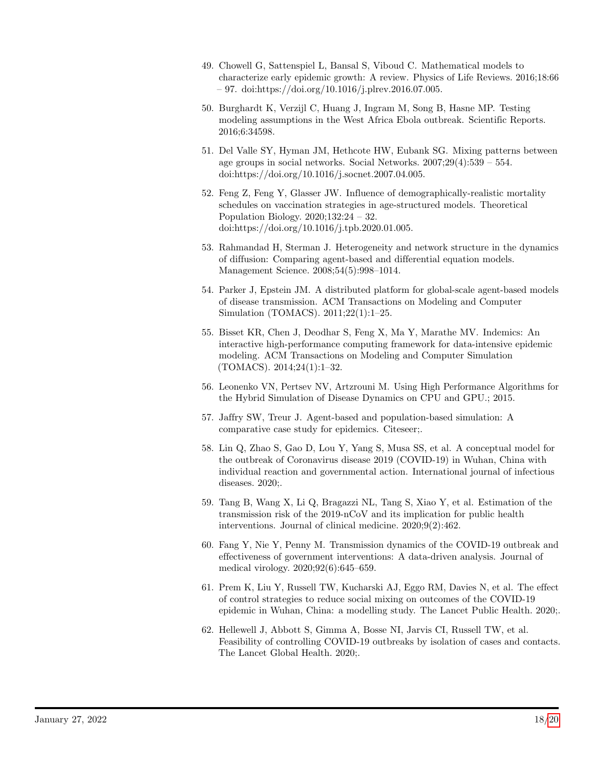49. Chowell G, Sattenspiel L, Bansal S, Viboud C. Mathematical models to characterize early epidemic growth: A review. Physics of Life Reviews. 2016;18:66 – 97. doi:https://doi.org/10.1016/j.plrev.2016.07.005.

50. Burghardt K, Verzijl C, Huang J, Ingram M, Song B, Hasne MP. Testing modeling assumptions in the West Africa Ebola outbreak. Scientific Reports. 2016;6:34598.

51. Del Valle SY, Hyman JM, Hethcote HW, Eubank SG. Mixing patterns between age groups in social networks. Social Networks. 2007;29(4):539 – 554. doi:https://doi.org/10.1016/j.socnet.2007.04.005.

52. Feng Z, Feng Y, Glasser JW. Influence of demographically-realistic mortality schedules on vaccination strategies in age-structured models. Theoretical Population Biology. 2020;132:24 – 32. doi:https://doi.org/10.1016/j.tpb.2020.01.005.

53. Rahmandad H, Sterman J. Heterogeneity and network structure in the dynamics of diffusion: Comparing agent-based and differential equation models. Management Science. 2008;54(5):998–1014.

54. Parker J, Epstein JM. A distributed platform for global-scale agent-based models of disease transmission. ACM Transactions on Modeling and Computer Simulation (TOMACS). 2011;22(1):1–25.

55. Bisset KR, Chen J, Deodhar S, Feng X, Ma Y, Marathe MV. Indemics: An interactive high-performance computing framework for data-intensive epidemic modeling. ACM Transactions on Modeling and Computer Simulation (TOMACS). 2014;24(1):1–32.

56. Leonenko VN, Pertsev NV, Artzrouni M. Using High Performance Algorithms for the Hybrid Simulation of Disease Dynamics on CPU and GPU.; 2015.

57. Jaffry SW, Treur J. Agent-based and population-based simulation: A comparative case study for epidemics. Citeseer;.

58. Lin Q, Zhao S, Gao D, Lou Y, Yang S, Musa SS, et al. A conceptual model for the outbreak of Coronavirus disease 2019 (COVID-19) in Wuhan, China with individual reaction and governmental action. International journal of infectious diseases. 2020;.

59. Tang B, Wang X, Li Q, Bragazzi NL, Tang S, Xiao Y, et al. Estimation of the transmission risk of the 2019-nCoV and its implication for public health interventions. Journal of clinical medicine. 2020;9(2):462.

60. Fang Y, Nie Y, Penny M. Transmission dynamics of the COVID-19 outbreak and effectiveness of government interventions: A data-driven analysis. Journal of medical virology. 2020;92(6):645–659.

61. Prem K, Liu Y, Russell TW, Kucharski AJ, Eggo RM, Davies N, et al. The effect of control strategies to reduce social mixing on outcomes of the COVID-19 epidemic in Wuhan, China: a modelling study. The Lancet Public Health. 2020;.

62. Hellewell J, Abbott S, Gimma A, Bosse NI, Jarvis CI, Russell TW, et al. Feasibility of controlling COVID-19 outbreaks by isolation of cases and contacts. The Lancet Global Health. 2020;.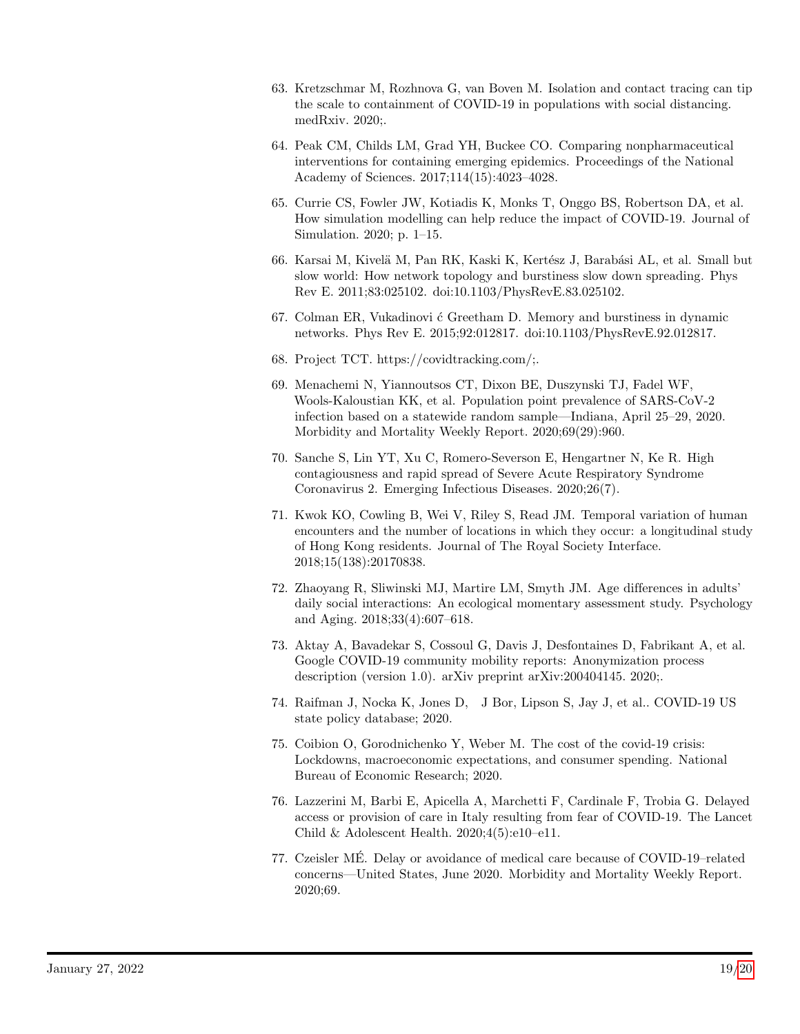63. Kretzschmar M, Rozhnova G, van Boven M. Isolation and contact tracing can tip the scale to containment of COVID-19 in populations with social distancing. medRxiv. 2020;.

64. Peak CM, Childs LM, Grad YH, Buckee CO. Comparing nonpharmaceutical interventions for containing emerging epidemics. Proceedings of the National Academy of Sciences. 2017;114(15):4023–4028.

65. Currie CS, Fowler JW, Kotiadis K, Monks T, Onggo BS, Robertson DA, et al. How simulation modelling can help reduce the impact of COVID-19. Journal of Simulation. 2020; p. 1–15.

66. Karsai M, Kivelä M, Pan RK, Kaski K, Kertész J, Barabási AL, et al. Small but slow world: How network topology and burstiness slow down spreading. Phys Rev E. 2011;83:025102. doi:10.1103/PhysRevE.83.025102.

67. Colman ER, Vukadinovi ć Greetham D. Memory and burstiness in dynamic networks. Phys Rev E. 2015;92:012817. doi:10.1103/PhysRevE.92.012817.

68. Project TCT. https://covidtracking.com/;.

69. Menachemi N, Yiannoutsos CT, Dixon BE, Duszynski TJ, Fadel WF, Wools-Kaloustian KK, et al. Population point prevalence of SARS-CoV-2 infection based on a statewide random sample—Indiana, April 25–29, 2020. Morbidity and Mortality Weekly Report. 2020;69(29):960.

70. Sanche S, Lin YT, Xu C, Romero-Severson E, Hengartner N, Ke R. High contagiousness and rapid spread of Severe Acute Respiratory Syndrome Coronavirus 2. Emerging Infectious Diseases. 2020;26(7).

71. Kwok KO, Cowling B, Wei V, Riley S, Read JM. Temporal variation of human encounters and the number of locations in which they occur: a longitudinal study of Hong Kong residents. Journal of The Royal Society Interface. 2018;15(138):20170838.

72. Zhaoyang R, Sliwinski MJ, Martire LM, Smyth JM. Age differences in adults' daily social interactions: An ecological momentary assessment study. Psychology and Aging. 2018;33(4):607–618.

73. Aktay A, Bavadekar S, Cossoul G, Davis J, Desfontaines D, Fabrikant A, et al. Google COVID-19 community mobility reports: Anonymization process description (version 1.0). arXiv preprint arXiv:200404145. 2020;.

74. Raifman J, Nocka K, Jones D, J Bor, Lipson S, Jay J, et al.. COVID-19 US state policy database; 2020.

75. Coibion O, Gorodnichenko Y, Weber M. The cost of the covid-19 crisis: Lockdowns, macroeconomic expectations, and consumer spending. National Bureau of Economic Research; 2020.

76. Lazzerini M, Barbi E, Apicella A, Marchetti F, Cardinale F, Trobia G. Delayed access or provision of care in Italy resulting from fear of COVID-19. The Lancet Child & Adolescent Health. 2020;4(5):e10–e11.

77. Czeisler MÉ. Delay or avoidance of medical care because of COVID-19–related concerns—United States, June 2020. Morbidity and Mortality Weekly Report. 2020;69.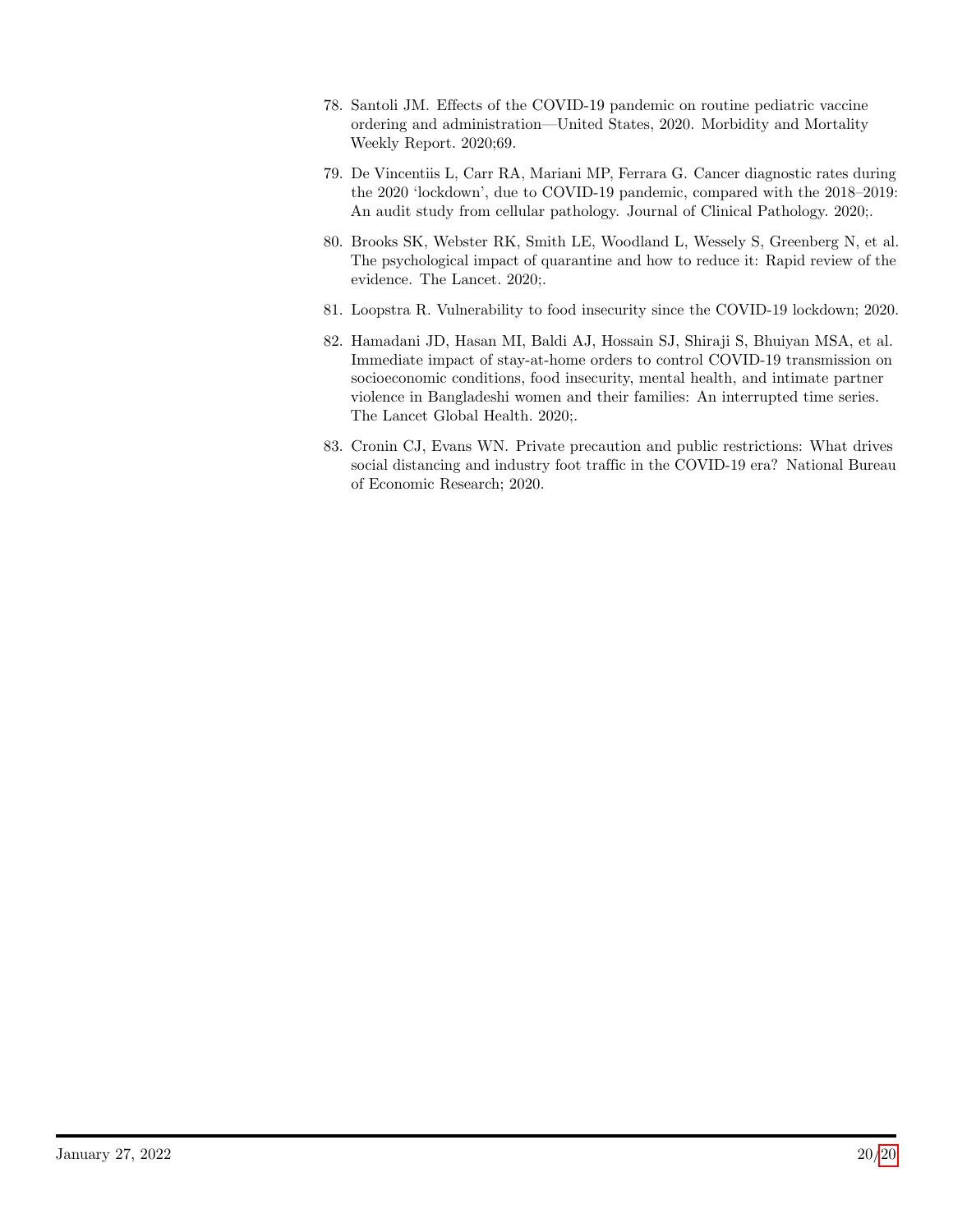78. Santoli JM. Effects of the COVID-19 pandemic on routine pediatric vaccine ordering and administration—United States, 2020. Morbidity and Mortality Weekly Report. 2020;69.

79. De Vincentiis L, Carr RA, Mariani MP, Ferrara G. Cancer diagnostic rates during the 2020 'lockdown', due to COVID-19 pandemic, compared with the 2018–2019: An audit study from cellular pathology. Journal of Clinical Pathology. 2020;.

80. Brooks SK, Webster RK, Smith LE, Woodland L, Wessely S, Greenberg N, et al. The psychological impact of quarantine and how to reduce it: Rapid review of the evidence. The Lancet. 2020;.

81. Loopstra R. Vulnerability to food insecurity since the COVID-19 lockdown; 2020.

82. Hamadani JD, Hasan MI, Baldi AJ, Hossain SJ, Shiraji S, Bhuiyan MSA, et al. Immediate impact of stay-at-home orders to control COVID-19 transmission on socioeconomic conditions, food insecurity, mental health, and intimate partner violence in Bangladeshi women and their families: An interrupted time series. The Lancet Global Health. 2020;.

83. Cronin CJ, Evans WN. Private precaution and public restrictions: What drives social distancing and industry foot traffic in the COVID-19 era? National Bureau of Economic Research; 2020.